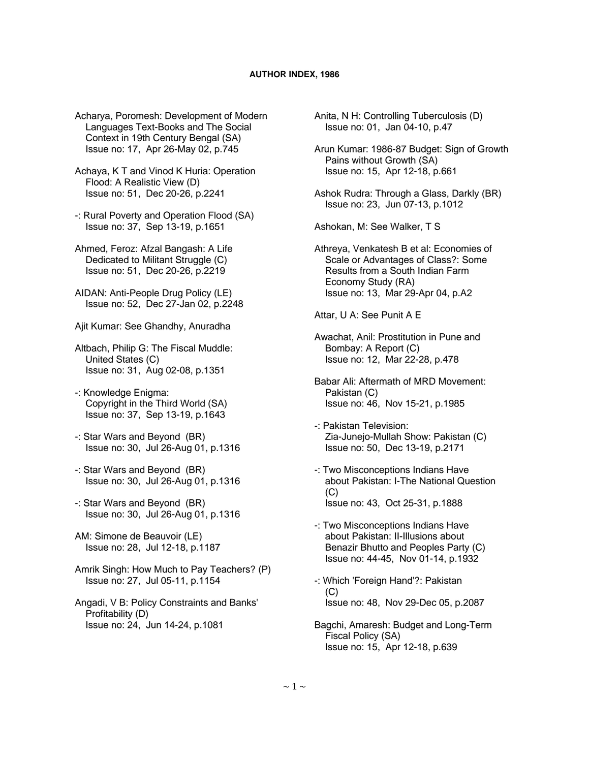**AUTHOR INDEX, 1986**

Acharya, Poromesh: Development of Modern Languages Text-Books and The Social Context in 19th Century Bengal (SA)
Issue no: 17, Apr 26-May 02, p.745

Achaya, K T and Vinod K Huria: Operation Flood: A Realistic View (D)
Issue no: 51, Dec 20-26, p.2241

-: Rural Poverty and Operation Flood (SA)
Issue no: 37, Sep 13-19, p.1651

Ahmed, Feroz: Afzal Bangash: A Life Dedicated to Militant Struggle (C)
Issue no: 51, Dec 20-26, p.2219

AIDAN: Anti-People Drug Policy (LE)
Issue no: 52, Dec 27-Jan 02, p.2248

Ajit Kumar: See Ghandhy, Anuradha

Altbach, Philip G: The Fiscal Muddle: United States (C)
Issue no: 31, Aug 02-08, p.1351

-: Knowledge Enigma: Copyright in the Third World (SA)
Issue no: 37, Sep 13-19, p.1643

-: Star Wars and Beyond (BR)
Issue no: 30, Jul 26-Aug 01, p.1316

-: Star Wars and Beyond (BR)
Issue no: 30, Jul 26-Aug 01, p.1316

-: Star Wars and Beyond (BR)
Issue no: 30, Jul 26-Aug 01, p.1316

AM: Simone de Beauvoir (LE)
Issue no: 28, Jul 12-18, p.1187

Amrik Singh: How Much to Pay Teachers? (P)
Issue no: 27, Jul 05-11, p.1154

Angadi, V B: Policy Constraints and Banks' Profitability (D)
Issue no: 24, Jun 14-24, p.1081

Anita, N H: Controlling Tuberculosis (D)
Issue no: 01, Jan 04-10, p.47

Arun Kumar: 1986-87 Budget: Sign of Growth Pains without Growth (SA)
Issue no: 15, Apr 12-18, p.661

Ashok Rudra: Through a Glass, Darkly (BR)
Issue no: 23, Jun 07-13, p.1012

Ashokan, M: See Walker, T S

Athreya, Venkatesh B et al: Economies of Scale or Advantages of Class?: Some Results from a South Indian Farm Economy Study (RA)
Issue no: 13, Mar 29-Apr 04, p.A2

Attar, U A: See Punit A E

Awachat, Anil: Prostitution in Pune and Bombay: A Report (C)
Issue no: 12, Mar 22-28, p.478

Babar Ali: Aftermath of MRD Movement: Pakistan (C)
Issue no: 46, Nov 15-21, p.1985

-: Pakistan Television: Zia-Junejo-Mullah Show: Pakistan (C)
Issue no: 50, Dec 13-19, p.2171

-: Two Misconceptions Indians Have about Pakistan: I-The National Question (C)
Issue no: 43, Oct 25-31, p.1888

-: Two Misconceptions Indians Have about Pakistan: II-Illusions about Benazir Bhutto and Peoples Party (C)
Issue no: 44-45, Nov 01-14, p.1932

-: Which 'Foreign Hand'?: Pakistan (C)
Issue no: 48, Nov 29-Dec 05, p.2087

Bagchi, Amaresh: Budget and Long-Term Fiscal Policy (SA)
Issue no: 15, Apr 12-18, p.639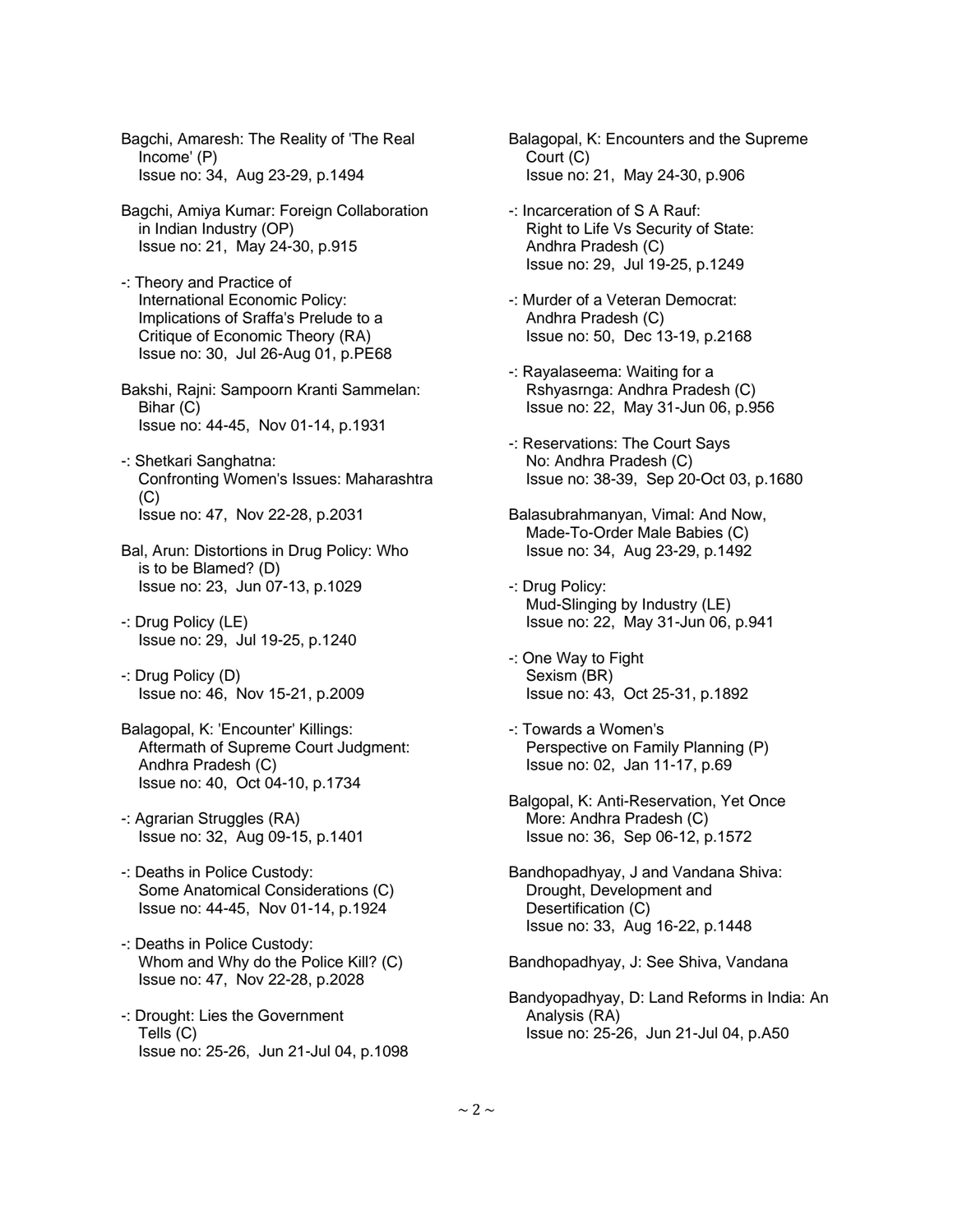Bagchi, Amaresh: The Reality of 'The Real Income' (P)
Issue no: 34, Aug 23-29, p.1494

Bagchi, Amiya Kumar: Foreign Collaboration in Indian Industry (OP)
Issue no: 21, May 24-30, p.915

-: Theory and Practice of International Economic Policy: Implications of Sraffa's Prelude to a Critique of Economic Theory (RA)
Issue no: 30, Jul 26-Aug 01, p.PE68

Bakshi, Rajni: Sampoorn Kranti Sammelan: Bihar (C)
Issue no: 44-45, Nov 01-14, p.1931

-: Shetkari Sanghatna: Confronting Women's Issues: Maharashtra (C)
Issue no: 47, Nov 22-28, p.2031

Bal, Arun: Distortions in Drug Policy: Who is to be Blamed? (D)
Issue no: 23, Jun 07-13, p.1029

-: Drug Policy (LE)
Issue no: 29, Jul 19-25, p.1240

-: Drug Policy (D)
Issue no: 46, Nov 15-21, p.2009

Balagopal, K: 'Encounter' Killings: Aftermath of Supreme Court Judgment: Andhra Pradesh (C)
Issue no: 40, Oct 04-10, p.1734

-: Agrarian Struggles (RA)
Issue no: 32, Aug 09-15, p.1401

-: Deaths in Police Custody: Some Anatomical Considerations (C)
Issue no: 44-45, Nov 01-14, p.1924

-: Deaths in Police Custody: Whom and Why do the Police Kill? (C)
Issue no: 47, Nov 22-28, p.2028

-: Drought: Lies the Government Tells (C)
Issue no: 25-26, Jun 21-Jul 04, p.1098

Balagopal, K: Encounters and the Supreme Court (C)
Issue no: 21, May 24-30, p.906

-: Incarceration of S A Rauf: Right to Life Vs Security of State: Andhra Pradesh (C)
Issue no: 29, Jul 19-25, p.1249

-: Murder of a Veteran Democrat: Andhra Pradesh (C)
Issue no: 50, Dec 13-19, p.2168

-: Rayalaseema: Waiting for a Rshyasrnga: Andhra Pradesh (C)
Issue no: 22, May 31-Jun 06, p.956

-: Reservations: The Court Says No: Andhra Pradesh (C)
Issue no: 38-39, Sep 20-Oct 03, p.1680

Balasubrahmanyan, Vimal: And Now, Made-To-Order Male Babies (C)
Issue no: 34, Aug 23-29, p.1492

-: Drug Policy: Mud-Slinging by Industry (LE)
Issue no: 22, May 31-Jun 06, p.941

-: One Way to Fight Sexism (BR)
Issue no: 43, Oct 25-31, p.1892

-: Towards a Women's Perspective on Family Planning (P)
Issue no: 02, Jan 11-17, p.69

Balgopal, K: Anti-Reservation, Yet Once More: Andhra Pradesh (C)
Issue no: 36, Sep 06-12, p.1572

Bandhopadhyay, J and Vandana Shiva: Drought, Development and Desertification (C)
Issue no: 33, Aug 16-22, p.1448

Bandhopadhyay, J: See Shiva, Vandana

Bandyopadhyay, D: Land Reforms in India: An Analysis (RA)
Issue no: 25-26, Jun 21-Jul 04, p.A50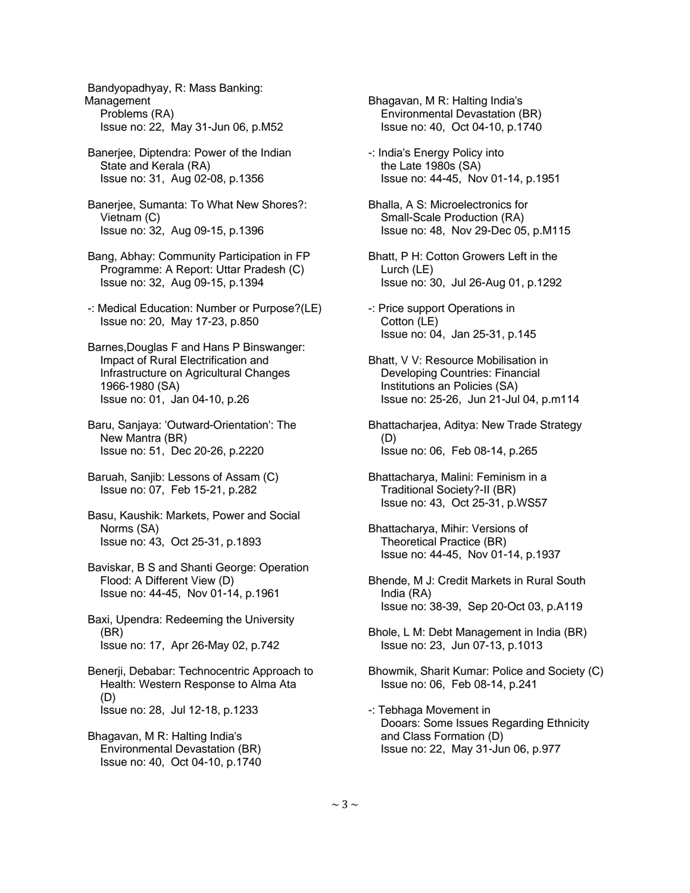Bandyopadhyay, R: Mass Banking: Management
Problems (RA)
Issue no: 22, May 31-Jun 06, p.M52

Banerjee, Diptendra: Power of the Indian State and Kerala (RA)
Issue no: 31, Aug 02-08, p.1356

Banerjee, Sumanta: To What New Shores?: Vietnam (C)
Issue no: 32, Aug 09-15, p.1396

Bang, Abhay: Community Participation in FP Programme: A Report: Uttar Pradesh (C)
Issue no: 32, Aug 09-15, p.1394

-: Medical Education: Number or Purpose?(LE)
Issue no: 20, May 17-23, p.850

Barnes,Douglas F and Hans P Binswanger: Impact of Rural Electrification and Infrastructure on Agricultural Changes 1966-1980 (SA)
Issue no: 01, Jan 04-10, p.26

Baru, Sanjaya: 'Outward-Orientation': The New Mantra (BR)
Issue no: 51, Dec 20-26, p.2220

Baruah, Sanjib: Lessons of Assam (C)
Issue no: 07, Feb 15-21, p.282

Basu, Kaushik: Markets, Power and Social Norms (SA)
Issue no: 43, Oct 25-31, p.1893

Baviskar, B S and Shanti George: Operation Flood: A Different View (D)
Issue no: 44-45, Nov 01-14, p.1961

Baxi, Upendra: Redeeming the University (BR)
Issue no: 17, Apr 26-May 02, p.742

Benerji, Debabar: Technocentric Approach to Health: Western Response to Alma Ata (D)
Issue no: 28, Jul 12-18, p.1233

Bhagavan, M R: Halting India's Environmental Devastation (BR)
Issue no: 40, Oct 04-10, p.1740

Bhagavan, M R: Halting India's Environmental Devastation (BR)
Issue no: 40, Oct 04-10, p.1740

-: India's Energy Policy into the Late 1980s (SA)
Issue no: 44-45, Nov 01-14, p.1951

Bhalla, A S: Microelectronics for Small-Scale Production (RA)
Issue no: 48, Nov 29-Dec 05, p.M115

Bhatt, P H: Cotton Growers Left in the Lurch (LE)
Issue no: 30, Jul 26-Aug 01, p.1292

-: Price support Operations in Cotton (LE)
Issue no: 04, Jan 25-31, p.145

Bhatt, V V: Resource Mobilisation in Developing Countries: Financial Institutions an Policies (SA)
Issue no: 25-26, Jun 21-Jul 04, p.m114

Bhattacharjea, Aditya: New Trade Strategy (D)
Issue no: 06, Feb 08-14, p.265

Bhattacharya, Malini: Feminism in a Traditional Society?-II (BR)
Issue no: 43, Oct 25-31, p.WS57

Bhattacharya, Mihir: Versions of Theoretical Practice (BR)
Issue no: 44-45, Nov 01-14, p.1937

Bhende, M J: Credit Markets in Rural South India (RA)
Issue no: 38-39, Sep 20-Oct 03, p.A119

Bhole, L M: Debt Management in India (BR)
Issue no: 23, Jun 07-13, p.1013

Bhowmik, Sharit Kumar: Police and Society (C)
Issue no: 06, Feb 08-14, p.241

-: Tebhaga Movement in Dooars: Some Issues Regarding Ethnicity and Class Formation (D)
Issue no: 22, May 31-Jun 06, p.977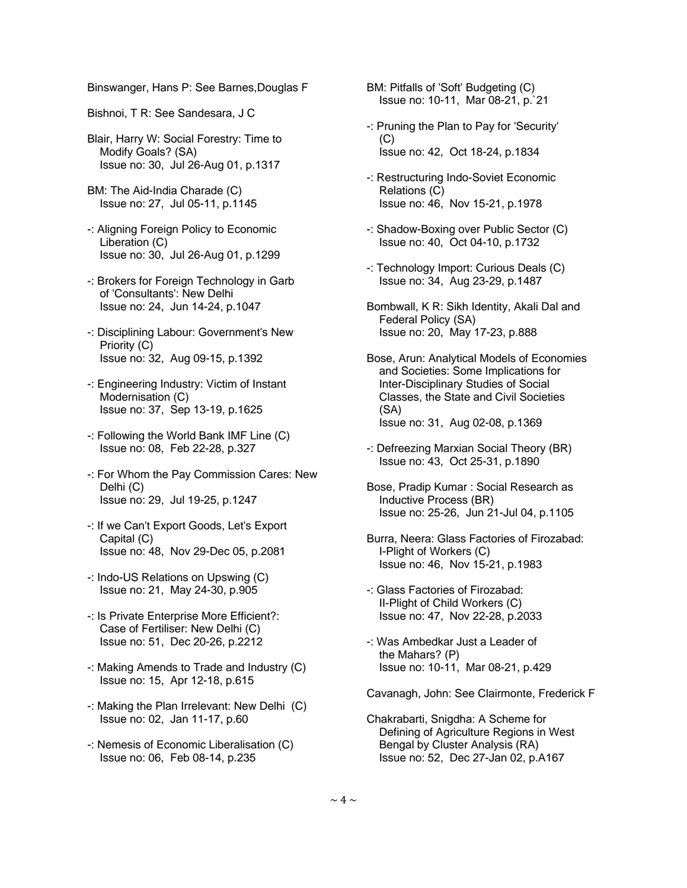Binswanger, Hans P: See Barnes,Douglas F

Bishnoi, T R: See Sandesara, J C

Blair, Harry W: Social Forestry: Time to Modify Goals? (SA)
Issue no: 30, Jul 26-Aug 01, p.1317

BM: The Aid-India Charade (C)
Issue no: 27, Jul 05-11, p.1145

-: Aligning Foreign Policy to Economic Liberation (C)
Issue no: 30, Jul 26-Aug 01, p.1299

-: Brokers for Foreign Technology in Garb of 'Consultants': New Delhi
Issue no: 24, Jun 14-24, p.1047

-: Disciplining Labour: Government's New Priority (C)
Issue no: 32, Aug 09-15, p.1392

-: Engineering Industry: Victim of Instant Modernisation (C)
Issue no: 37, Sep 13-19, p.1625

-: Following the World Bank IMF Line (C)
Issue no: 08, Feb 22-28, p.327

-: For Whom the Pay Commission Cares: New Delhi (C)
Issue no: 29, Jul 19-25, p.1247

-: If we Can't Export Goods, Let's Export Capital (C)
Issue no: 48, Nov 29-Dec 05, p.2081

-: Indo-US Relations on Upswing (C)
Issue no: 21, May 24-30, p.905

-: Is Private Enterprise More Efficient?: Case of Fertiliser: New Delhi (C)
Issue no: 51, Dec 20-26, p.2212

-: Making Amends to Trade and Industry (C)
Issue no: 15, Apr 12-18, p.615

-: Making the Plan Irrelevant: New Delhi (C)
Issue no: 02, Jan 11-17, p.60

-: Nemesis of Economic Liberalisation (C)
Issue no: 06, Feb 08-14, p.235

BM: Pitfalls of 'Soft' Budgeting (C)
Issue no: 10-11, Mar 08-21, p.`21

-: Pruning the Plan to Pay for 'Security' (C)
Issue no: 42, Oct 18-24, p.1834

-: Restructuring Indo-Soviet Economic Relations (C)
Issue no: 46, Nov 15-21, p.1978

-: Shadow-Boxing over Public Sector (C)
Issue no: 40, Oct 04-10, p.1732

-: Technology Import: Curious Deals (C)
Issue no: 34, Aug 23-29, p.1487

Bombwall, K R: Sikh Identity, Akali Dal and Federal Policy (SA)
Issue no: 20, May 17-23, p.888

Bose, Arun: Analytical Models of Economies and Societies: Some Implications for Inter-Disciplinary Studies of Social Classes, the State and Civil Societies (SA)
Issue no: 31, Aug 02-08, p.1369

-: Defreezing Marxian Social Theory (BR)
Issue no: 43, Oct 25-31, p.1890

Bose, Pradip Kumar : Social Research as Inductive Process (BR)
Issue no: 25-26, Jun 21-Jul 04, p.1105

Burra, Neera: Glass Factories of Firozabad: I-Plight of Workers (C)
Issue no: 46, Nov 15-21, p.1983

-: Glass Factories of Firozabad: II-Plight of Child Workers (C)
Issue no: 47, Nov 22-28, p.2033

-: Was Ambedkar Just a Leader of the Mahars? (P)
Issue no: 10-11, Mar 08-21, p.429

Cavanagh, John: See Clairmonte, Frederick F

Chakrabarti, Snigdha: A Scheme for Defining of Agriculture Regions in West Bengal by Cluster Analysis (RA)
Issue no: 52, Dec 27-Jan 02, p.A167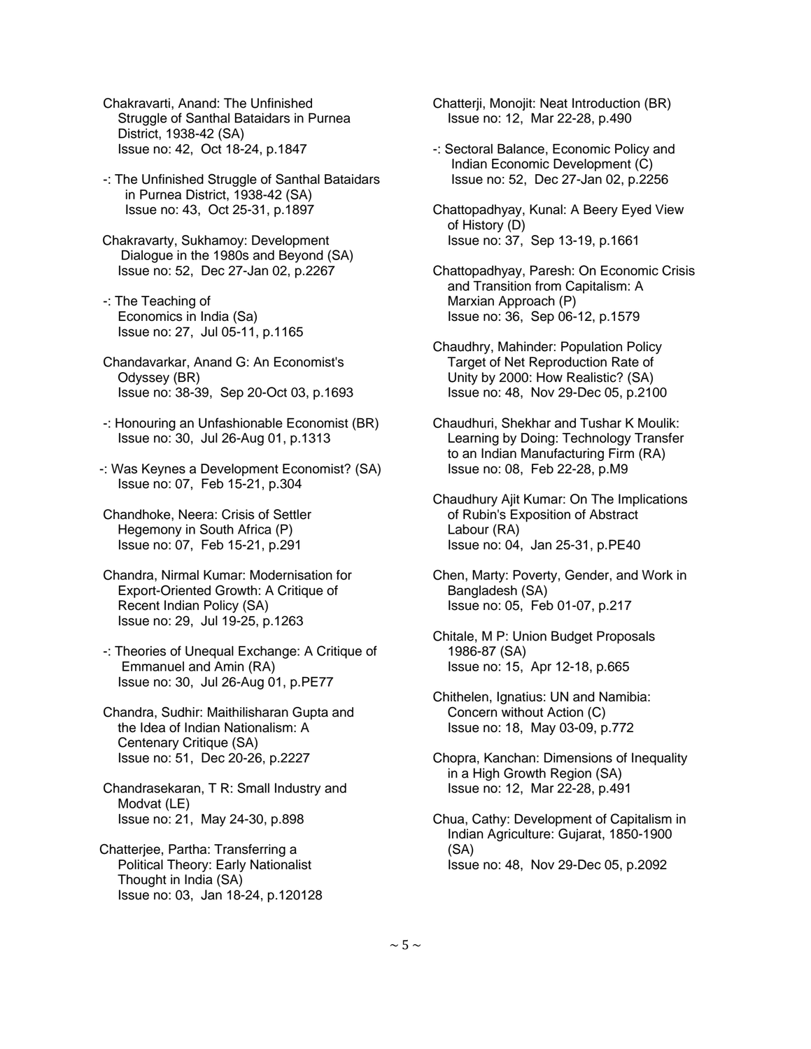Chakravarti, Anand: The Unfinished Struggle of Santhal Bataidars in Purnea District, 1938-42 (SA)
Issue no: 42, Oct 18-24, p.1847

-: The Unfinished Struggle of Santhal Bataidars in Purnea District, 1938-42 (SA)
Issue no: 43, Oct 25-31, p.1897

Chakravarty, Sukhamoy: Development Dialogue in the 1980s and Beyond (SA)
Issue no: 52, Dec 27-Jan 02, p.2267

-: The Teaching of Economics in India (Sa)
Issue no: 27, Jul 05-11, p.1165

Chandavarkar, Anand G: An Economist's Odyssey (BR)
Issue no: 38-39, Sep 20-Oct 03, p.1693

-: Honouring an Unfashionable Economist (BR)
Issue no: 30, Jul 26-Aug 01, p.1313

-: Was Keynes a Development Economist? (SA)
Issue no: 07, Feb 15-21, p.304

Chandhoke, Neera: Crisis of Settler Hegemony in South Africa (P)
Issue no: 07, Feb 15-21, p.291

Chandra, Nirmal Kumar: Modernisation for Export-Oriented Growth: A Critique of Recent Indian Policy (SA)
Issue no: 29, Jul 19-25, p.1263

-: Theories of Unequal Exchange: A Critique of Emmanuel and Amin (RA)
Issue no: 30, Jul 26-Aug 01, p.PE77

Chandra, Sudhir: Maithilisharan Gupta and the Idea of Indian Nationalism: A Centenary Critique (SA)
Issue no: 51, Dec 20-26, p.2227

Chandrasekaran, T R: Small Industry and Modvat (LE)
Issue no: 21, May 24-30, p.898

Chatterjee, Partha: Transferring a Political Theory: Early Nationalist Thought in India (SA)
Issue no: 03, Jan 18-24, p.120128

Chatterji, Monojit: Neat Introduction (BR)
Issue no: 12, Mar 22-28, p.490

-: Sectoral Balance, Economic Policy and Indian Economic Development (C)
Issue no: 52, Dec 27-Jan 02, p.2256

Chattopadhyay, Kunal: A Beery Eyed View of History (D)
Issue no: 37, Sep 13-19, p.1661

Chattopadhyay, Paresh: On Economic Crisis and Transition from Capitalism: A Marxian Approach (P)
Issue no: 36, Sep 06-12, p.1579

Chaudhry, Mahinder: Population Policy Target of Net Reproduction Rate of Unity by 2000: How Realistic? (SA)
Issue no: 48, Nov 29-Dec 05, p.2100

Chaudhuri, Shekhar and Tushar K Moulik: Learning by Doing: Technology Transfer to an Indian Manufacturing Firm (RA)
Issue no: 08, Feb 22-28, p.M9

Chaudhury Ajit Kumar: On The Implications of Rubin's Exposition of Abstract Labour (RA)
Issue no: 04, Jan 25-31, p.PE40

Chen, Marty: Poverty, Gender, and Work in Bangladesh (SA)
Issue no: 05, Feb 01-07, p.217

Chitale, M P: Union Budget Proposals 1986-87 (SA)
Issue no: 15, Apr 12-18, p.665

Chithelen, Ignatius: UN and Namibia: Concern without Action (C)
Issue no: 18, May 03-09, p.772

Chopra, Kanchan: Dimensions of Inequality in a High Growth Region (SA)
Issue no: 12, Mar 22-28, p.491

Chua, Cathy: Development of Capitalism in Indian Agriculture: Gujarat, 1850-1900 (SA)
Issue no: 48, Nov 29-Dec 05, p.2092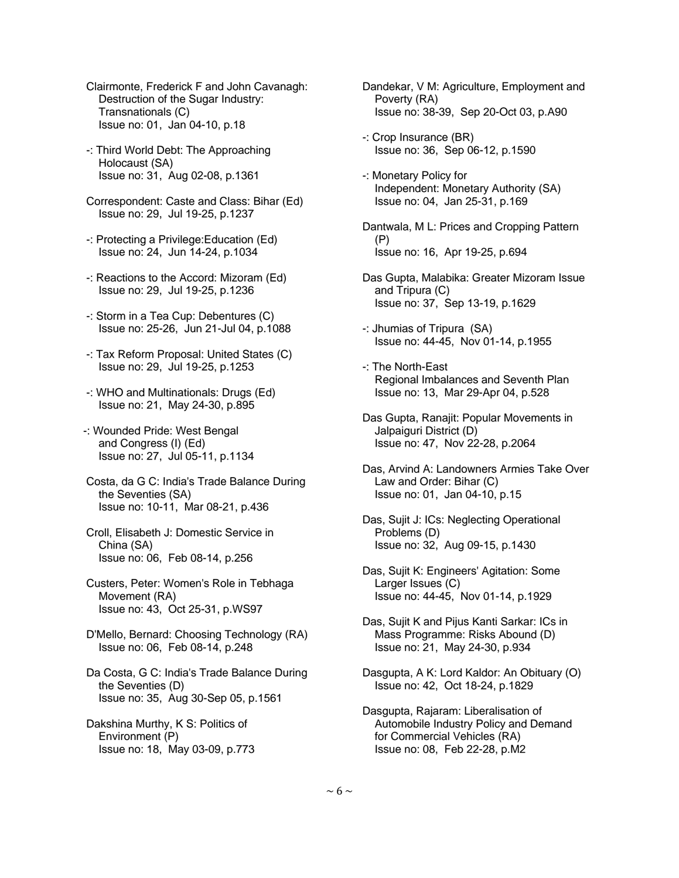Clairmonte, Frederick F and John Cavanagh: Destruction of the Sugar Industry: Transnationals (C)
Issue no: 01, Jan 04-10, p.18

-: Third World Debt: The Approaching Holocaust (SA)
Issue no: 31, Aug 02-08, p.1361

Correspondent: Caste and Class: Bihar (Ed)
Issue no: 29, Jul 19-25, p.1237

-: Protecting a Privilege:Education (Ed)
Issue no: 24, Jun 14-24, p.1034

-: Reactions to the Accord: Mizoram (Ed)
Issue no: 29, Jul 19-25, p.1236

-: Storm in a Tea Cup: Debentures (C)
Issue no: 25-26, Jun 21-Jul 04, p.1088

-: Tax Reform Proposal: United States (C)
Issue no: 29, Jul 19-25, p.1253

-: WHO and Multinationals: Drugs (Ed)
Issue no: 21, May 24-30, p.895

-: Wounded Pride: West Bengal and Congress (I) (Ed)
Issue no: 27, Jul 05-11, p.1134

Costa, da G C: India's Trade Balance During the Seventies (SA)
Issue no: 10-11, Mar 08-21, p.436

Croll, Elisabeth J: Domestic Service in China (SA)
Issue no: 06, Feb 08-14, p.256

Custers, Peter: Women's Role in Tebhaga Movement (RA)
Issue no: 43, Oct 25-31, p.WS97

D'Mello, Bernard: Choosing Technology (RA)
Issue no: 06, Feb 08-14, p.248

Da Costa, G C: India's Trade Balance During the Seventies (D)
Issue no: 35, Aug 30-Sep 05, p.1561

Dakshina Murthy, K S: Politics of Environment (P)
Issue no: 18, May 03-09, p.773

Dandekar, V M: Agriculture, Employment and Poverty (RA)
Issue no: 38-39, Sep 20-Oct 03, p.A90

-: Crop Insurance (BR)
Issue no: 36, Sep 06-12, p.1590

-: Monetary Policy for Independent: Monetary Authority (SA)
Issue no: 04, Jan 25-31, p.169

Dantwala, M L: Prices and Cropping Pattern (P)
Issue no: 16, Apr 19-25, p.694

Das Gupta, Malabika: Greater Mizoram Issue and Tripura (C)
Issue no: 37, Sep 13-19, p.1629

-: Jhumias of Tripura (SA)
Issue no: 44-45, Nov 01-14, p.1955

-: The North-East Regional Imbalances and Seventh Plan
Issue no: 13, Mar 29-Apr 04, p.528

Das Gupta, Ranajit: Popular Movements in Jalpaiguri District (D)
Issue no: 47, Nov 22-28, p.2064

Das, Arvind A: Landowners Armies Take Over Law and Order: Bihar (C)
Issue no: 01, Jan 04-10, p.15

Das, Sujit J: ICs: Neglecting Operational Problems (D)
Issue no: 32, Aug 09-15, p.1430

Das, Sujit K: Engineers' Agitation: Some Larger Issues (C)
Issue no: 44-45, Nov 01-14, p.1929

Das, Sujit K and Pijus Kanti Sarkar: ICs in Mass Programme: Risks Abound (D)
Issue no: 21, May 24-30, p.934

Dasgupta, A K: Lord Kaldor: An Obituary (O)
Issue no: 42, Oct 18-24, p.1829

Dasgupta, Rajaram: Liberalisation of Automobile Industry Policy and Demand for Commercial Vehicles (RA)
Issue no: 08, Feb 22-28, p.M2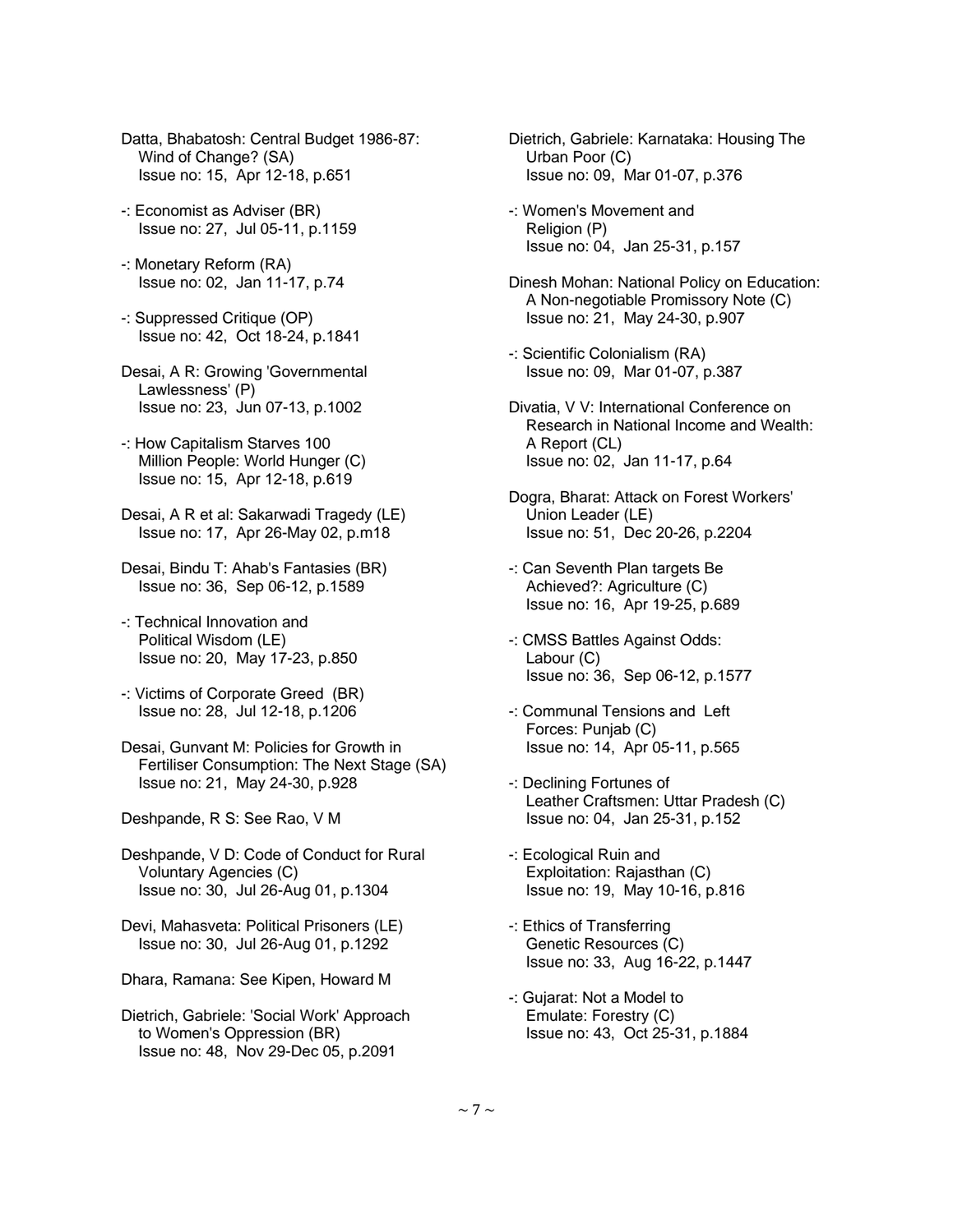Datta, Bhabatosh: Central Budget 1986-87: Wind of Change? (SA)
Issue no: 15, Apr 12-18, p.651

-: Economist as Adviser (BR)
Issue no: 27, Jul 05-11, p.1159

-: Monetary Reform (RA)
Issue no: 02, Jan 11-17, p.74

-: Suppressed Critique (OP)
Issue no: 42, Oct 18-24, p.1841

Desai, A R: Growing 'Governmental Lawlessness' (P)
Issue no: 23, Jun 07-13, p.1002

-: How Capitalism Starves 100 Million People: World Hunger (C)
Issue no: 15, Apr 12-18, p.619

Desai, A R et al: Sakarwadi Tragedy (LE)
Issue no: 17, Apr 26-May 02, p.m18

Desai, Bindu T: Ahab's Fantasies (BR)
Issue no: 36, Sep 06-12, p.1589

-: Technical Innovation and Political Wisdom (LE)
Issue no: 20, May 17-23, p.850

-: Victims of Corporate Greed (BR)
Issue no: 28, Jul 12-18, p.1206

Desai, Gunvant M: Policies for Growth in Fertiliser Consumption: The Next Stage (SA)
Issue no: 21, May 24-30, p.928

Deshpande, R S: See Rao, V M

Deshpande, V D: Code of Conduct for Rural Voluntary Agencies (C)
Issue no: 30, Jul 26-Aug 01, p.1304

Devi, Mahasveta: Political Prisoners (LE)
Issue no: 30, Jul 26-Aug 01, p.1292

Dhara, Ramana: See Kipen, Howard M

Dietrich, Gabriele: 'Social Work' Approach to Women's Oppression (BR)
Issue no: 48, Nov 29-Dec 05, p.2091

Dietrich, Gabriele: Karnataka: Housing The Urban Poor (C)
Issue no: 09, Mar 01-07, p.376

-: Women's Movement and Religion (P)
Issue no: 04, Jan 25-31, p.157

Dinesh Mohan: National Policy on Education: A Non-negotiable Promissory Note (C)
Issue no: 21, May 24-30, p.907

-: Scientific Colonialism (RA)
Issue no: 09, Mar 01-07, p.387

Divatia, V V: International Conference on Research in National Income and Wealth: A Report (CL)
Issue no: 02, Jan 11-17, p.64

Dogra, Bharat: Attack on Forest Workers' Union Leader (LE)
Issue no: 51, Dec 20-26, p.2204

-: Can Seventh Plan targets Be Achieved?: Agriculture (C)
Issue no: 16, Apr 19-25, p.689

-: CMSS Battles Against Odds: Labour (C)
Issue no: 36, Sep 06-12, p.1577

-: Communal Tensions and Left Forces: Punjab (C)
Issue no: 14, Apr 05-11, p.565

-: Declining Fortunes of Leather Craftsmen: Uttar Pradesh (C)
Issue no: 04, Jan 25-31, p.152

-: Ecological Ruin and Exploitation: Rajasthan (C)
Issue no: 19, May 10-16, p.816

-: Ethics of Transferring Genetic Resources (C)
Issue no: 33, Aug 16-22, p.1447

-: Gujarat: Not a Model to Emulate: Forestry (C)
Issue no: 43, Oct 25-31, p.1884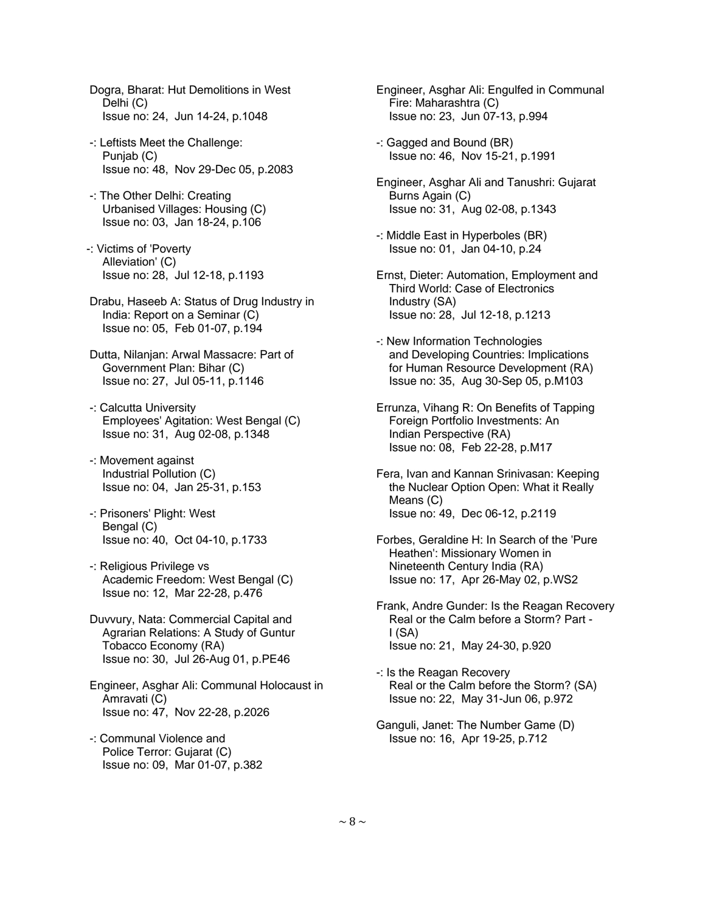Dogra, Bharat: Hut Demolitions in West Delhi (C)
Issue no: 24, Jun 14-24, p.1048

-: Leftists Meet the Challenge: Punjab (C)
Issue no: 48, Nov 29-Dec 05, p.2083

-: The Other Delhi: Creating Urbanised Villages: Housing (C)
Issue no: 03, Jan 18-24, p.106

-: Victims of 'Poverty Alleviation' (C)
Issue no: 28, Jul 12-18, p.1193

Drabu, Haseeb A: Status of Drug Industry in India: Report on a Seminar (C)
Issue no: 05, Feb 01-07, p.194

Dutta, Nilanjan: Arwal Massacre: Part of Government Plan: Bihar (C)
Issue no: 27, Jul 05-11, p.1146

-: Calcutta University Employees' Agitation: West Bengal (C)
Issue no: 31, Aug 02-08, p.1348

-: Movement against Industrial Pollution (C)
Issue no: 04, Jan 25-31, p.153

-: Prisoners' Plight: West Bengal (C)
Issue no: 40, Oct 04-10, p.1733

-: Religious Privilege vs Academic Freedom: West Bengal (C)
Issue no: 12, Mar 22-28, p.476

Duvvury, Nata: Commercial Capital and Agrarian Relations: A Study of Guntur Tobacco Economy (RA)
Issue no: 30, Jul 26-Aug 01, p.PE46

Engineer, Asghar Ali: Communal Holocaust in Amravati (C)
Issue no: 47, Nov 22-28, p.2026

-: Communal Violence and Police Terror: Gujarat (C)
Issue no: 09, Mar 01-07, p.382

Engineer, Asghar Ali: Engulfed in Communal Fire: Maharashtra (C)
Issue no: 23, Jun 07-13, p.994

-: Gagged and Bound (BR)
Issue no: 46, Nov 15-21, p.1991

Engineer, Asghar Ali and Tanushri: Gujarat Burns Again (C)
Issue no: 31, Aug 02-08, p.1343

-: Middle East in Hyperboles (BR)
Issue no: 01, Jan 04-10, p.24

Ernst, Dieter: Automation, Employment and Third World: Case of Electronics Industry (SA)
Issue no: 28, Jul 12-18, p.1213

-: New Information Technologies and Developing Countries: Implications for Human Resource Development (RA)
Issue no: 35, Aug 30-Sep 05, p.M103

Errunza, Vihang R: On Benefits of Tapping Foreign Portfolio Investments: An Indian Perspective (RA)
Issue no: 08, Feb 22-28, p.M17

Fera, Ivan and Kannan Srinivasan: Keeping the Nuclear Option Open: What it Really Means (C)
Issue no: 49, Dec 06-12, p.2119

Forbes, Geraldine H: In Search of the 'Pure Heathen': Missionary Women in Nineteenth Century India (RA)
Issue no: 17, Apr 26-May 02, p.WS2

Frank, Andre Gunder: Is the Reagan Recovery Real or the Calm before a Storm? Part - I (SA)
Issue no: 21, May 24-30, p.920

-: Is the Reagan Recovery Real or the Calm before the Storm? (SA)
Issue no: 22, May 31-Jun 06, p.972

Ganguli, Janet: The Number Game (D)
Issue no: 16, Apr 19-25, p.712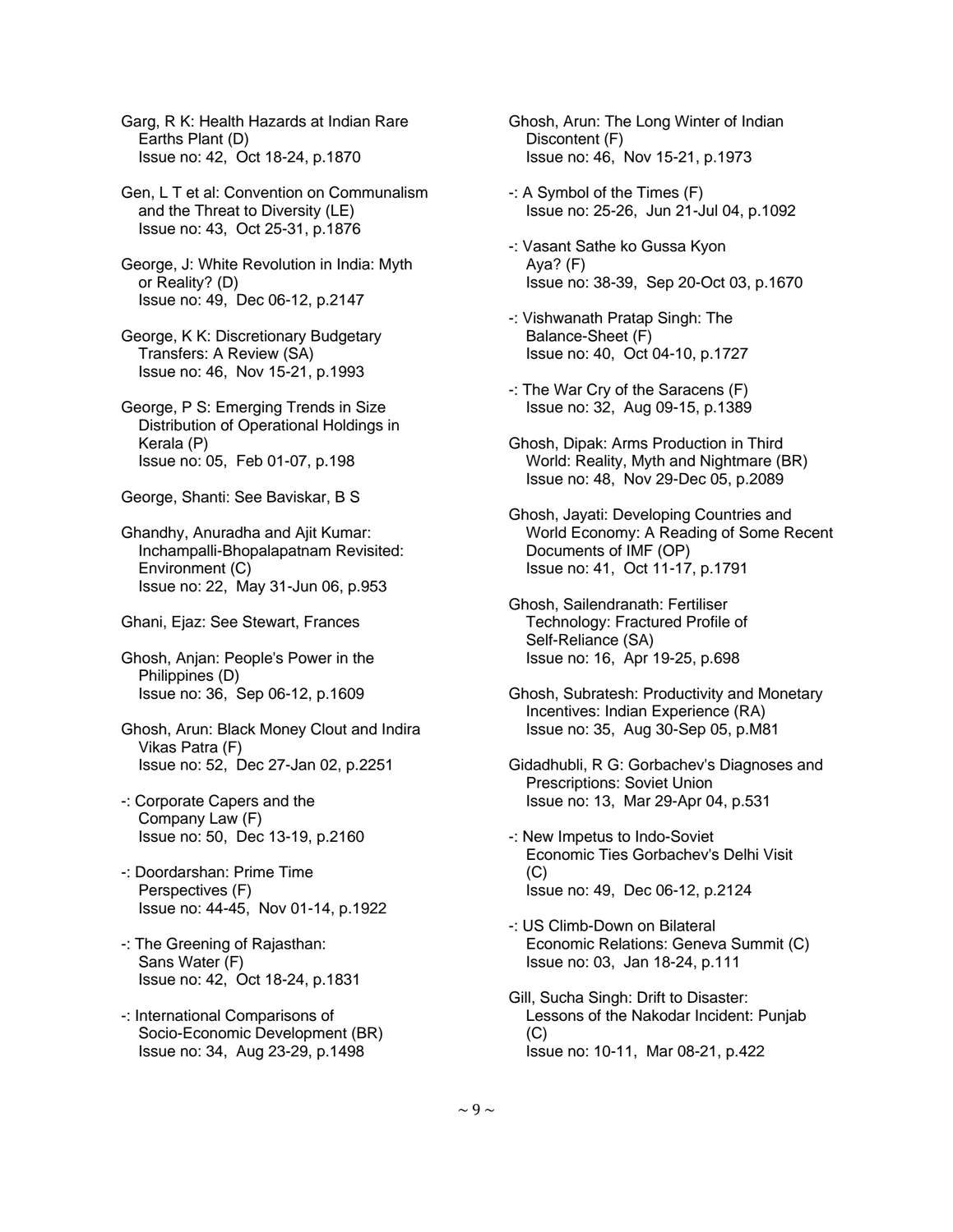Garg, R K: Health Hazards at Indian Rare Earths Plant (D)
Issue no: 42, Oct 18-24, p.1870

Gen, L T et al: Convention on Communalism and the Threat to Diversity (LE)
Issue no: 43, Oct 25-31, p.1876

George, J: White Revolution in India: Myth or Reality? (D)
Issue no: 49, Dec 06-12, p.2147

George, K K: Discretionary Budgetary Transfers: A Review (SA)
Issue no: 46, Nov 15-21, p.1993

George, P S: Emerging Trends in Size Distribution of Operational Holdings in Kerala (P)
Issue no: 05, Feb 01-07, p.198

George, Shanti: See Baviskar, B S

Ghandhy, Anuradha and Ajit Kumar: Inchampalli-Bhopalapatnam Revisited: Environment (C)
Issue no: 22, May 31-Jun 06, p.953

Ghani, Ejaz: See Stewart, Frances

Ghosh, Anjan: People's Power in the Philippines (D)
Issue no: 36, Sep 06-12, p.1609

Ghosh, Arun: Black Money Clout and Indira Vikas Patra (F)
Issue no: 52, Dec 27-Jan 02, p.2251

-: Corporate Capers and the Company Law (F)
Issue no: 50, Dec 13-19, p.2160

-: Doordarshan: Prime Time Perspectives (F)
Issue no: 44-45, Nov 01-14, p.1922

-: The Greening of Rajasthan: Sans Water (F)
Issue no: 42, Oct 18-24, p.1831

-: International Comparisons of Socio-Economic Development (BR)
Issue no: 34, Aug 23-29, p.1498

Ghosh, Arun: The Long Winter of Indian Discontent (F)
Issue no: 46, Nov 15-21, p.1973

-: A Symbol of the Times (F)
Issue no: 25-26, Jun 21-Jul 04, p.1092

-: Vasant Sathe ko Gussa Kyon Aya? (F)
Issue no: 38-39, Sep 20-Oct 03, p.1670

-: Vishwanath Pratap Singh: The Balance-Sheet (F)
Issue no: 40, Oct 04-10, p.1727

-: The War Cry of the Saracens (F)
Issue no: 32, Aug 09-15, p.1389

Ghosh, Dipak: Arms Production in Third World: Reality, Myth and Nightmare (BR)
Issue no: 48, Nov 29-Dec 05, p.2089

Ghosh, Jayati: Developing Countries and World Economy: A Reading of Some Recent Documents of IMF (OP)
Issue no: 41, Oct 11-17, p.1791

Ghosh, Sailendranath: Fertiliser Technology: Fractured Profile of Self-Reliance (SA)
Issue no: 16, Apr 19-25, p.698

Ghosh, Subratesh: Productivity and Monetary Incentives: Indian Experience (RA)
Issue no: 35, Aug 30-Sep 05, p.M81

Gidadhubli, R G: Gorbachev's Diagnoses and Prescriptions: Soviet Union
Issue no: 13, Mar 29-Apr 04, p.531

-: New Impetus to Indo-Soviet Economic Ties Gorbachev's Delhi Visit (C)
Issue no: 49, Dec 06-12, p.2124

-: US Climb-Down on Bilateral Economic Relations: Geneva Summit (C)
Issue no: 03, Jan 18-24, p.111

Gill, Sucha Singh: Drift to Disaster: Lessons of the Nakodar Incident: Punjab (C)
Issue no: 10-11, Mar 08-21, p.422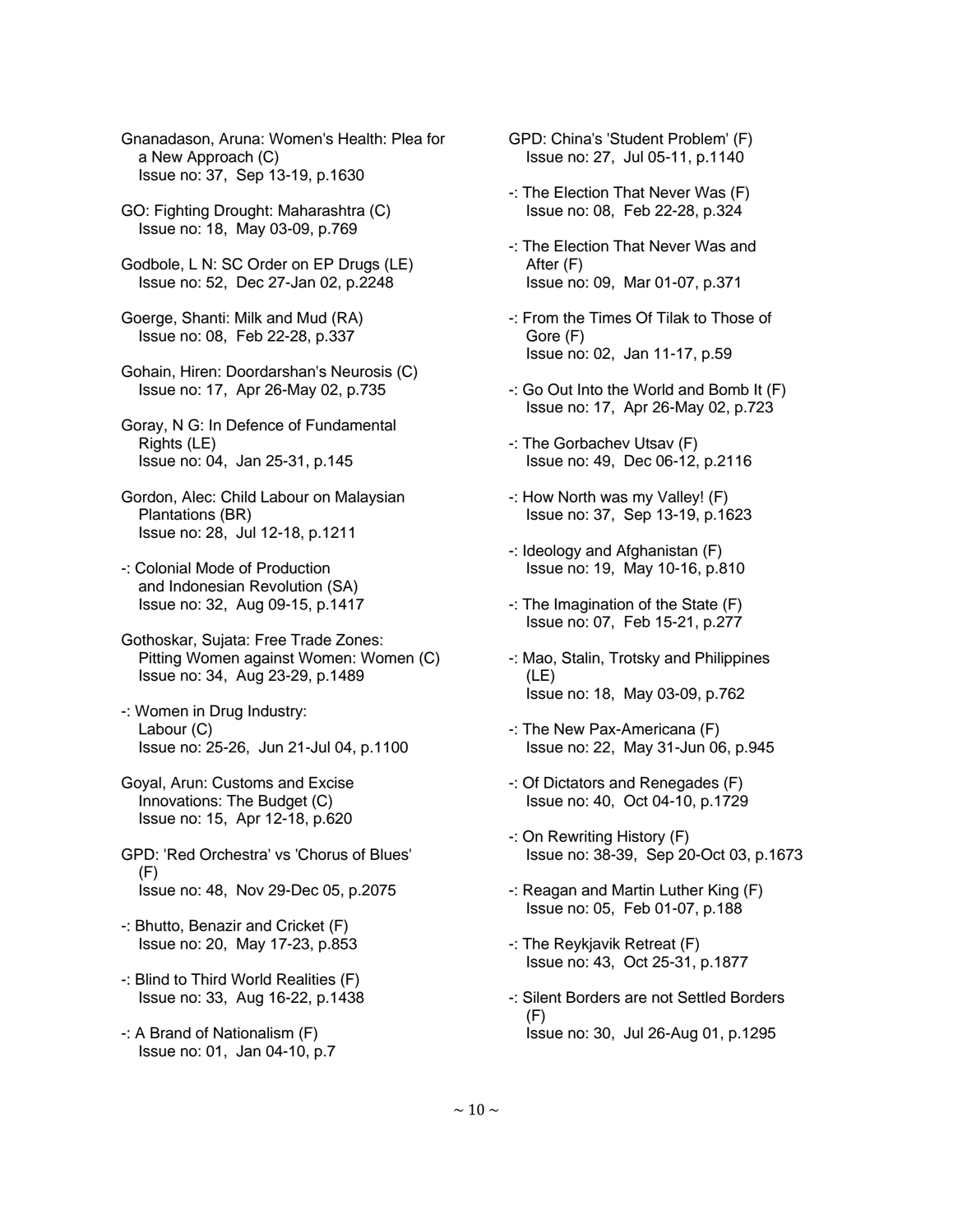Gnanadason, Aruna: Women's Health: Plea for a New Approach (C)
Issue no: 37, Sep 13-19, p.1630

GO: Fighting Drought: Maharashtra (C)
Issue no: 18, May 03-09, p.769

Godbole, L N: SC Order on EP Drugs (LE)
Issue no: 52, Dec 27-Jan 02, p.2248

Goerge, Shanti: Milk and Mud (RA)
Issue no: 08, Feb 22-28, p.337

Gohain, Hiren: Doordarshan's Neurosis (C)
Issue no: 17, Apr 26-May 02, p.735

Goray, N G: In Defence of Fundamental Rights (LE)
Issue no: 04, Jan 25-31, p.145

Gordon, Alec: Child Labour on Malaysian Plantations (BR)
Issue no: 28, Jul 12-18, p.1211

-: Colonial Mode of Production and Indonesian Revolution (SA)
Issue no: 32, Aug 09-15, p.1417

Gothoskar, Sujata: Free Trade Zones: Pitting Women against Women: Women (C)
Issue no: 34, Aug 23-29, p.1489

-: Women in Drug Industry: Labour (C)
Issue no: 25-26, Jun 21-Jul 04, p.1100

Goyal, Arun: Customs and Excise Innovations: The Budget (C)
Issue no: 15, Apr 12-18, p.620

GPD: 'Red Orchestra' vs 'Chorus of Blues' (F)
Issue no: 48, Nov 29-Dec 05, p.2075

-: Bhutto, Benazir and Cricket (F)
Issue no: 20, May 17-23, p.853

-: Blind to Third World Realities (F)
Issue no: 33, Aug 16-22, p.1438

-: A Brand of Nationalism (F)
Issue no: 01, Jan 04-10, p.7

GPD: China's 'Student Problem' (F)
Issue no: 27, Jul 05-11, p.1140

-: The Election That Never Was (F)
Issue no: 08, Feb 22-28, p.324

-: The Election That Never Was and After (F)
Issue no: 09, Mar 01-07, p.371

-: From the Times Of Tilak to Those of Gore (F)
Issue no: 02, Jan 11-17, p.59

-: Go Out Into the World and Bomb It (F)
Issue no: 17, Apr 26-May 02, p.723

-: The Gorbachev Utsav (F)
Issue no: 49, Dec 06-12, p.2116

-: How North was my Valley! (F)
Issue no: 37, Sep 13-19, p.1623

-: Ideology and Afghanistan (F)
Issue no: 19, May 10-16, p.810

-: The Imagination of the State (F)
Issue no: 07, Feb 15-21, p.277

-: Mao, Stalin, Trotsky and Philippines (LE)
Issue no: 18, May 03-09, p.762

-: The New Pax-Americana (F)
Issue no: 22, May 31-Jun 06, p.945

-: Of Dictators and Renegades (F)
Issue no: 40, Oct 04-10, p.1729

-: On Rewriting History (F)
Issue no: 38-39, Sep 20-Oct 03, p.1673

-: Reagan and Martin Luther King (F)
Issue no: 05, Feb 01-07, p.188

-: The Reykjavik Retreat (F)
Issue no: 43, Oct 25-31, p.1877

-: Silent Borders are not Settled Borders (F)
Issue no: 30, Jul 26-Aug 01, p.1295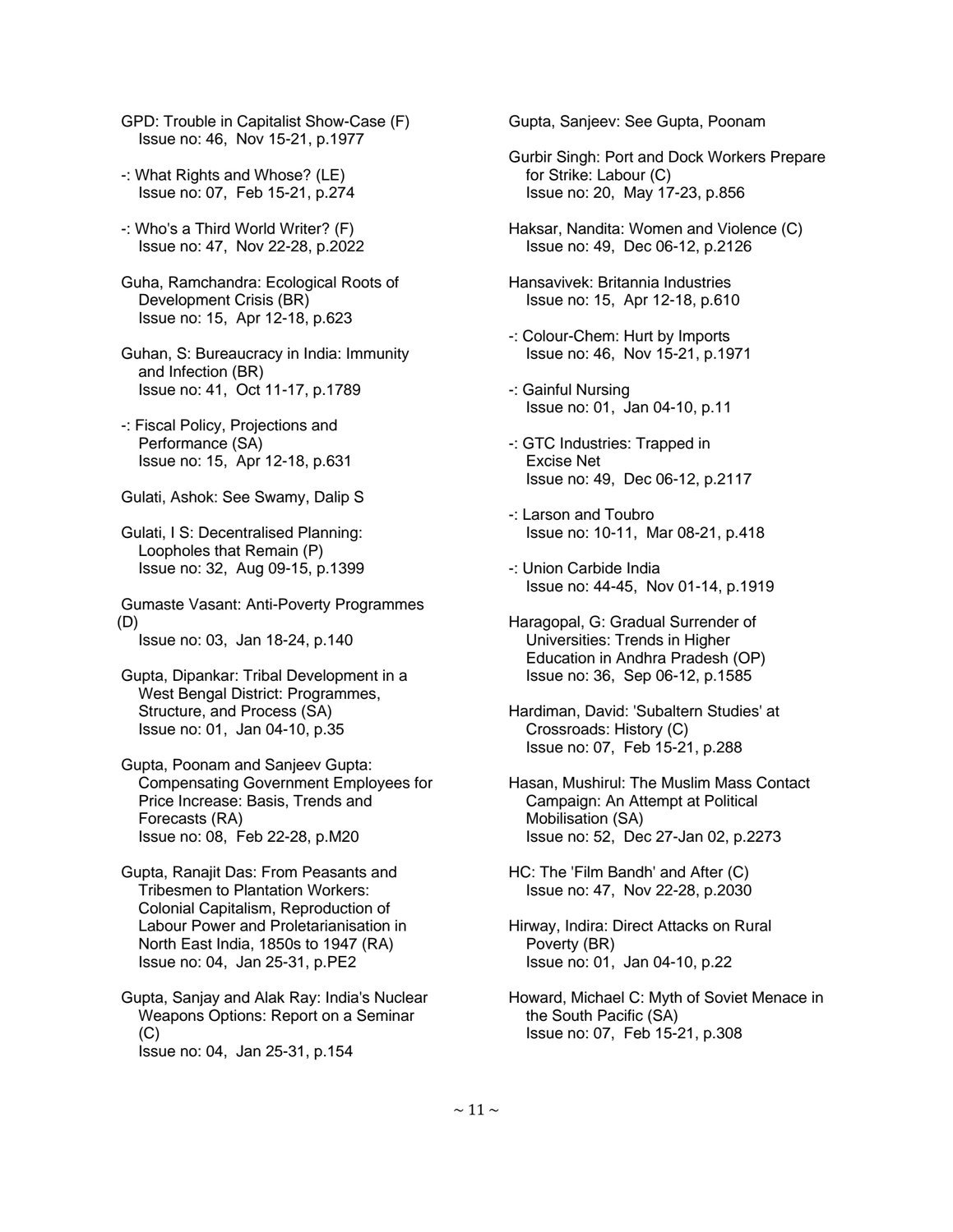GPD: Trouble in Capitalist Show-Case (F)
Issue no: 46, Nov 15-21, p.1977

-: What Rights and Whose? (LE)
Issue no: 07, Feb 15-21, p.274

-: Who's a Third World Writer? (F)
Issue no: 47, Nov 22-28, p.2022

Guha, Ramchandra: Ecological Roots of Development Crisis (BR)
Issue no: 15, Apr 12-18, p.623

Guhan, S: Bureaucracy in India: Immunity and Infection (BR)
Issue no: 41, Oct 11-17, p.1789

-: Fiscal Policy, Projections and Performance (SA)
Issue no: 15, Apr 12-18, p.631

Gulati, Ashok: See Swamy, Dalip S

Gulati, I S: Decentralised Planning: Loopholes that Remain (P)
Issue no: 32, Aug 09-15, p.1399

Gumaste Vasant: Anti-Poverty Programmes (D)
Issue no: 03, Jan 18-24, p.140

Gupta, Dipankar: Tribal Development in a West Bengal District: Programmes, Structure, and Process (SA)
Issue no: 01, Jan 04-10, p.35

Gupta, Poonam and Sanjeev Gupta: Compensating Government Employees for Price Increase: Basis, Trends and Forecasts (RA)
Issue no: 08, Feb 22-28, p.M20

Gupta, Ranajit Das: From Peasants and Tribesmen to Plantation Workers: Colonial Capitalism, Reproduction of Labour Power and Proletarianisation in North East India, 1850s to 1947 (RA)
Issue no: 04, Jan 25-31, p.PE2

Gupta, Sanjay and Alak Ray: India's Nuclear Weapons Options: Report on a Seminar (C)
Issue no: 04, Jan 25-31, p.154

Gupta, Sanjeev: See Gupta, Poonam

Gurbir Singh: Port and Dock Workers Prepare for Strike: Labour (C)
Issue no: 20, May 17-23, p.856

Haksar, Nandita: Women and Violence (C)
Issue no: 49, Dec 06-12, p.2126

Hansavivek: Britannia Industries
Issue no: 15, Apr 12-18, p.610

-: Colour-Chem: Hurt by Imports
Issue no: 46, Nov 15-21, p.1971

-: Gainful Nursing
Issue no: 01, Jan 04-10, p.11

-: GTC Industries: Trapped in Excise Net
Issue no: 49, Dec 06-12, p.2117

-: Larson and Toubro
Issue no: 10-11, Mar 08-21, p.418

-: Union Carbide India
Issue no: 44-45, Nov 01-14, p.1919

Haragopal, G: Gradual Surrender of Universities: Trends in Higher Education in Andhra Pradesh (OP)
Issue no: 36, Sep 06-12, p.1585

Hardiman, David: 'Subaltern Studies' at Crossroads: History (C)
Issue no: 07, Feb 15-21, p.288

Hasan, Mushirul: The Muslim Mass Contact Campaign: An Attempt at Political Mobilisation (SA)
Issue no: 52, Dec 27-Jan 02, p.2273

HC: The 'Film Bandh' and After (C)
Issue no: 47, Nov 22-28, p.2030

Hirway, Indira: Direct Attacks on Rural Poverty (BR)
Issue no: 01, Jan 04-10, p.22

Howard, Michael C: Myth of Soviet Menace in the South Pacific (SA)
Issue no: 07, Feb 15-21, p.308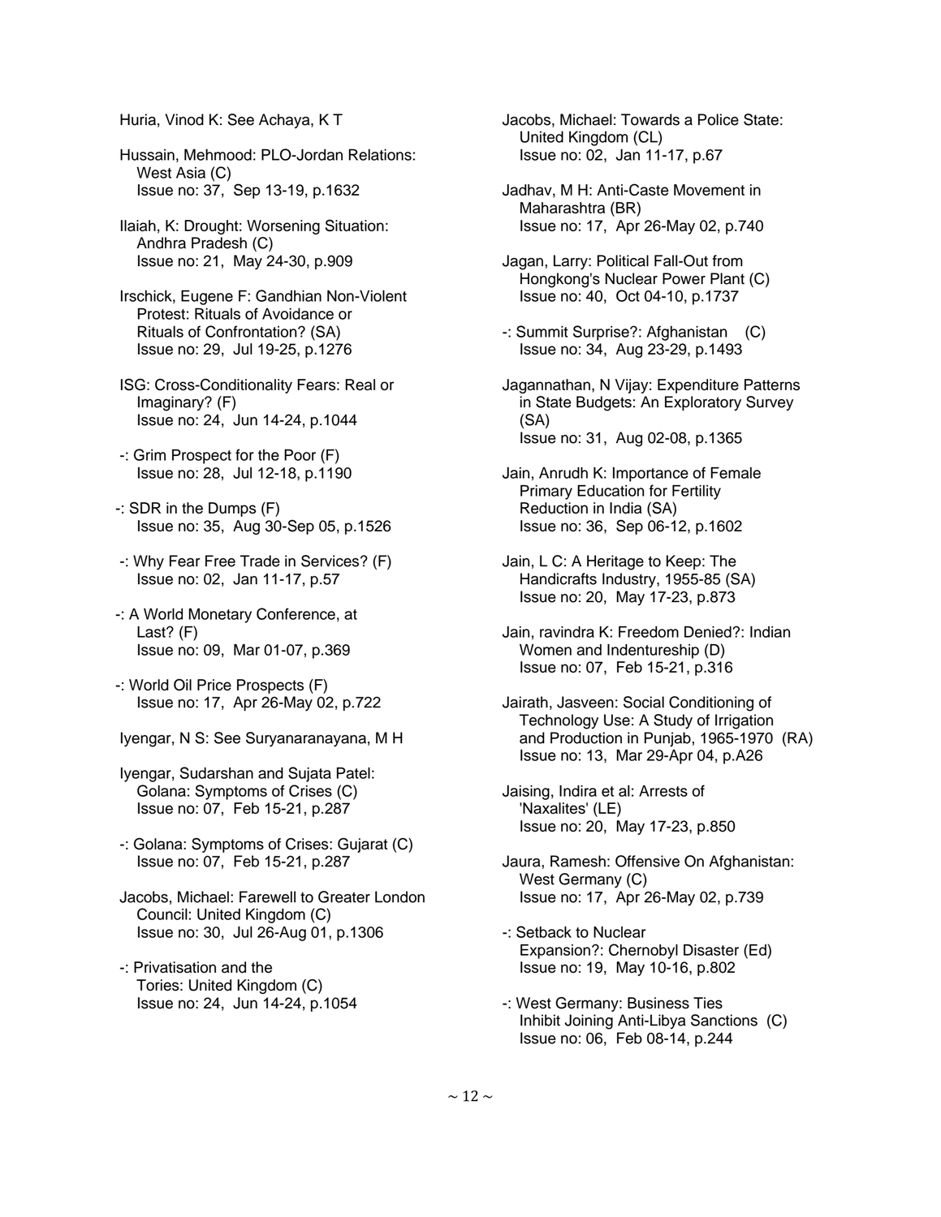Huria, Vinod K: See Achaya, K T

Hussain, Mehmood: PLO-Jordan Relations: West Asia (C)
Issue no: 37, Sep 13-19, p.1632

Ilaiah, K: Drought: Worsening Situation: Andhra Pradesh (C)
Issue no: 21, May 24-30, p.909

Irschick, Eugene F: Gandhian Non-Violent Protest: Rituals of Avoidance or Rituals of Confrontation? (SA)
Issue no: 29, Jul 19-25, p.1276

ISG: Cross-Conditionality Fears: Real or Imaginary? (F)
Issue no: 24, Jun 14-24, p.1044

-: Grim Prospect for the Poor (F)
Issue no: 28, Jul 12-18, p.1190

-: SDR in the Dumps (F)
Issue no: 35, Aug 30-Sep 05, p.1526

-: Why Fear Free Trade in Services? (F)
Issue no: 02, Jan 11-17, p.57

-: A World Monetary Conference, at Last? (F)
Issue no: 09, Mar 01-07, p.369

-: World Oil Price Prospects (F)
Issue no: 17, Apr 26-May 02, p.722

Iyengar, N S: See Suryanaranayana, M H

Iyengar, Sudarshan and Sujata Patel: Golana: Symptoms of Crises (C)
Issue no: 07, Feb 15-21, p.287

-: Golana: Symptoms of Crises: Gujarat (C)
Issue no: 07, Feb 15-21, p.287

Jacobs, Michael: Farewell to Greater London Council: United Kingdom (C)
Issue no: 30, Jul 26-Aug 01, p.1306

-: Privatisation and the Tories: United Kingdom (C)
Issue no: 24, Jun 14-24, p.1054

Jacobs, Michael: Towards a Police State: United Kingdom (CL)
Issue no: 02, Jan 11-17, p.67

Jadhav, M H: Anti-Caste Movement in Maharashtra (BR)
Issue no: 17, Apr 26-May 02, p.740

Jagan, Larry: Political Fall-Out from Hongkong's Nuclear Power Plant (C)
Issue no: 40, Oct 04-10, p.1737

-: Summit Surprise?: Afghanistan (C)
Issue no: 34, Aug 23-29, p.1493

Jagannathan, N Vijay: Expenditure Patterns in State Budgets: An Exploratory Survey (SA)
Issue no: 31, Aug 02-08, p.1365

Jain, Anrudh K: Importance of Female Primary Education for Fertility Reduction in India (SA)
Issue no: 36, Sep 06-12, p.1602

Jain, L C: A Heritage to Keep: The Handicrafts Industry, 1955-85 (SA)
Issue no: 20, May 17-23, p.873

Jain, ravindra K: Freedom Denied?: Indian Women and Indentureship (D)
Issue no: 07, Feb 15-21, p.316

Jairath, Jasveen: Social Conditioning of Technology Use: A Study of Irrigation and Production in Punjab, 1965-1970 (RA)
Issue no: 13, Mar 29-Apr 04, p.A26

Jaising, Indira et al: Arrests of 'Naxalites' (LE)
Issue no: 20, May 17-23, p.850

Jaura, Ramesh: Offensive On Afghanistan: West Germany (C)
Issue no: 17, Apr 26-May 02, p.739

-: Setback to Nuclear Expansion?: Chernobyl Disaster (Ed)
Issue no: 19, May 10-16, p.802

-: West Germany: Business Ties Inhibit Joining Anti-Libya Sanctions (C)
Issue no: 06, Feb 08-14, p.244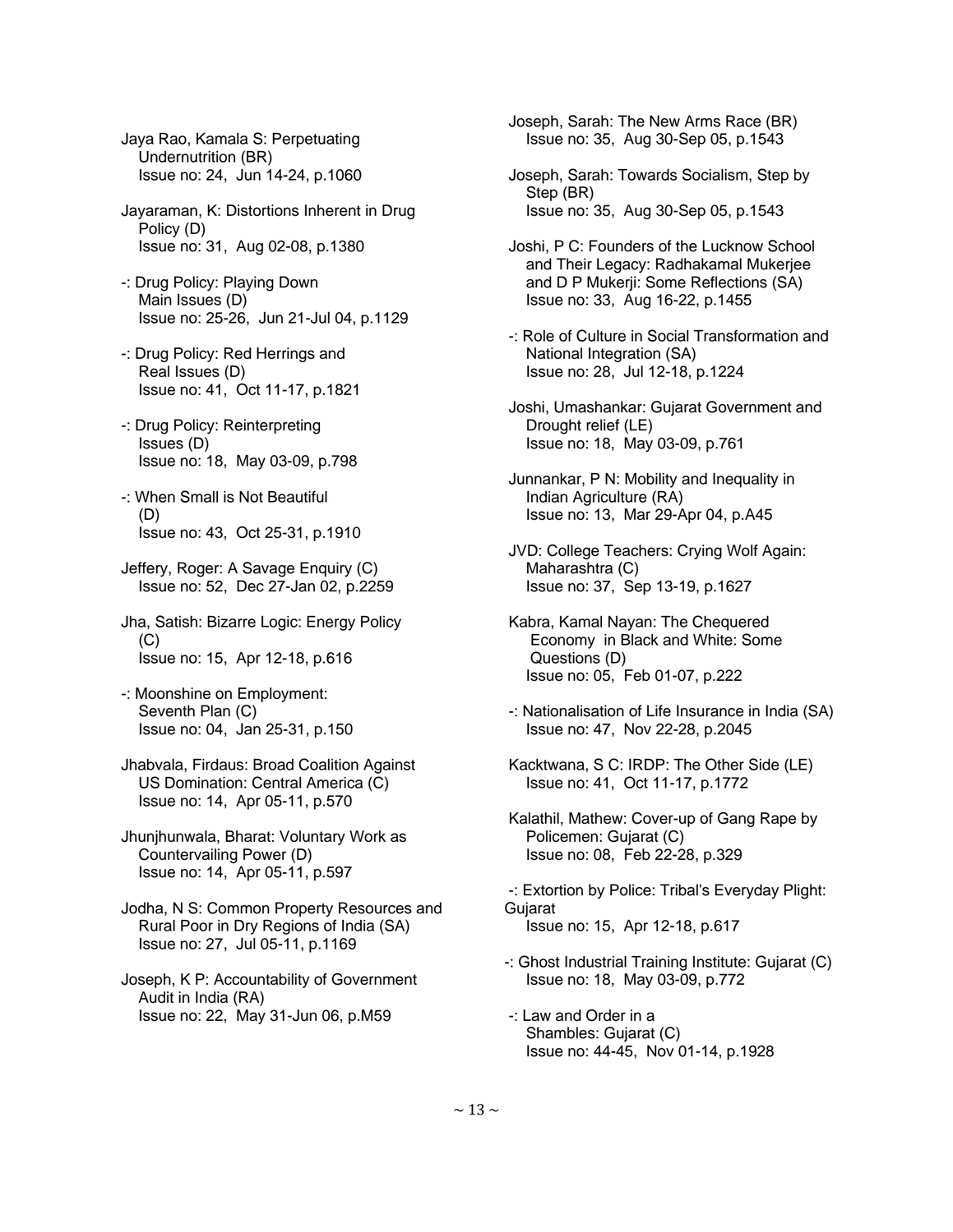Jaya Rao, Kamala S: Perpetuating Undernutrition (BR)
Issue no: 24, Jun 14-24, p.1060

Jayaraman, K: Distortions Inherent in Drug Policy (D)
Issue no: 31, Aug 02-08, p.1380

-: Drug Policy: Playing Down Main Issues (D)
Issue no: 25-26, Jun 21-Jul 04, p.1129

-: Drug Policy: Red Herrings and Real Issues (D)
Issue no: 41, Oct 11-17, p.1821

-: Drug Policy: Reinterpreting Issues (D)
Issue no: 18, May 03-09, p.798

-: When Small is Not Beautiful (D)
Issue no: 43, Oct 25-31, p.1910

Jeffery, Roger: A Savage Enquiry (C)
Issue no: 52, Dec 27-Jan 02, p.2259

Jha, Satish: Bizarre Logic: Energy Policy (C)
Issue no: 15, Apr 12-18, p.616

-: Moonshine on Employment: Seventh Plan (C)
Issue no: 04, Jan 25-31, p.150

Jhabvala, Firdaus: Broad Coalition Against US Domination: Central America (C)
Issue no: 14, Apr 05-11, p.570

Jhunjhunwala, Bharat: Voluntary Work as Countervailing Power (D)
Issue no: 14, Apr 05-11, p.597

Jodha, N S: Common Property Resources and Rural Poor in Dry Regions of India (SA)
Issue no: 27, Jul 05-11, p.1169

Joseph, K P: Accountability of Government Audit in India (RA)
Issue no: 22, May 31-Jun 06, p.M59

Joseph, Sarah: The New Arms Race (BR)
Issue no: 35, Aug 30-Sep 05, p.1543

Joseph, Sarah: Towards Socialism, Step by Step (BR)
Issue no: 35, Aug 30-Sep 05, p.1543

Joshi, P C: Founders of the Lucknow School and Their Legacy: Radhakamal Mukerjee and D P Mukerji: Some Reflections (SA)
Issue no: 33, Aug 16-22, p.1455

-: Role of Culture in Social Transformation and National Integration (SA)
Issue no: 28, Jul 12-18, p.1224

Joshi, Umashankar: Gujarat Government and Drought relief (LE)
Issue no: 18, May 03-09, p.761

Junnankar, P N: Mobility and Inequality in Indian Agriculture (RA)
Issue no: 13, Mar 29-Apr 04, p.A45

JVD: College Teachers: Crying Wolf Again: Maharashtra (C)
Issue no: 37, Sep 13-19, p.1627

Kabra, Kamal Nayan: The Chequered Economy in Black and White: Some Questions (D)
Issue no: 05, Feb 01-07, p.222

-: Nationalisation of Life Insurance in India (SA)
Issue no: 47, Nov 22-28, p.2045

Kacktwana, S C: IRDP: The Other Side (LE)
Issue no: 41, Oct 11-17, p.1772

Kalathil, Mathew: Cover-up of Gang Rape by Policemen: Gujarat (C)
Issue no: 08, Feb 22-28, p.329

-: Extortion by Police: Tribal's Everyday Plight: Gujarat
Issue no: 15, Apr 12-18, p.617

-: Ghost Industrial Training Institute: Gujarat (C)
Issue no: 18, May 03-09, p.772

-: Law and Order in a Shambles: Gujarat (C)
Issue no: 44-45, Nov 01-14, p.1928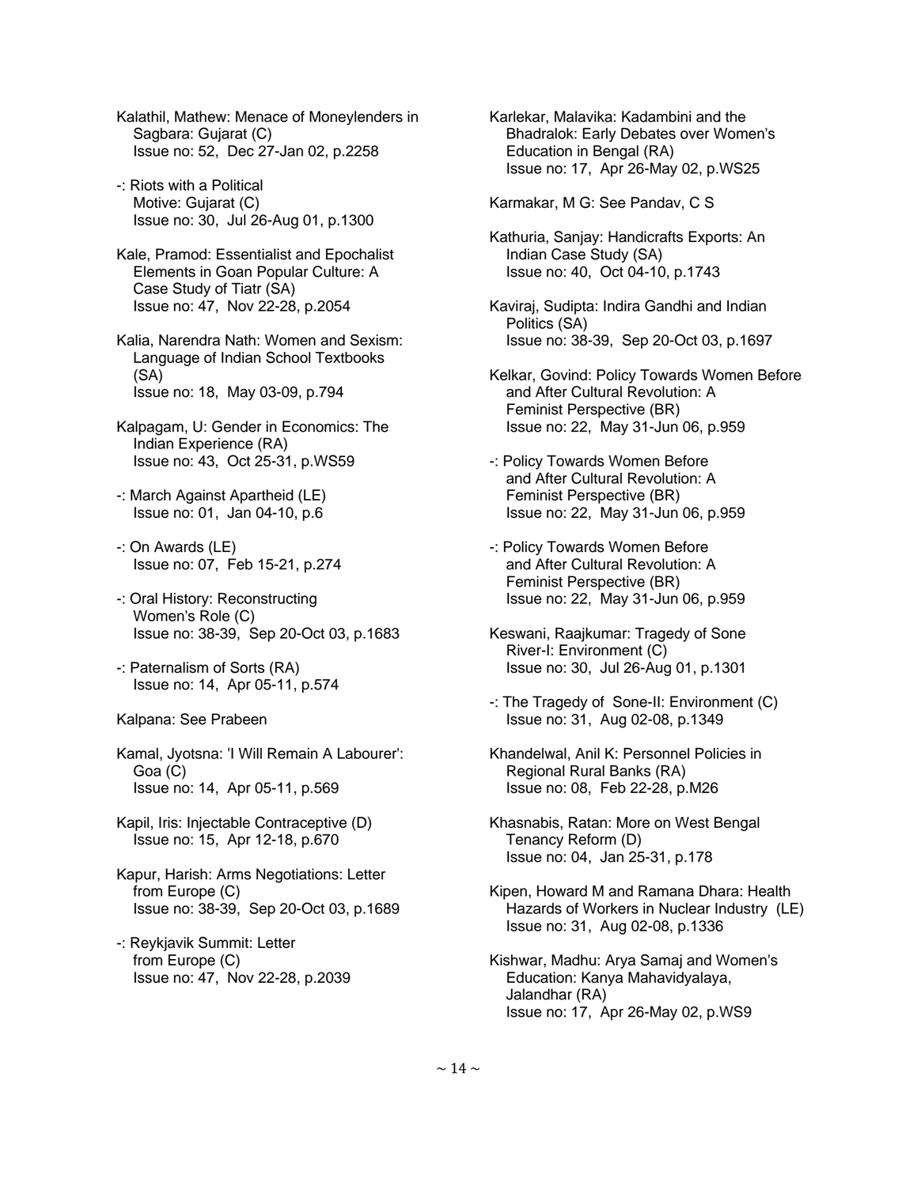Kalathil, Mathew: Menace of Moneylenders in Sagbara: Gujarat (C)
Issue no: 52, Dec 27-Jan 02, p.2258

-: Riots with a Political Motive: Gujarat (C)
Issue no: 30, Jul 26-Aug 01, p.1300

Kale, Pramod: Essentialist and Epochalist Elements in Goan Popular Culture: A Case Study of Tiatr (SA)
Issue no: 47, Nov 22-28, p.2054

Kalia, Narendra Nath: Women and Sexism: Language of Indian School Textbooks (SA)
Issue no: 18, May 03-09, p.794

Kalpagam, U: Gender in Economics: The Indian Experience (RA)
Issue no: 43, Oct 25-31, p.WS59

-: March Against Apartheid (LE)
Issue no: 01, Jan 04-10, p.6

-: On Awards (LE)
Issue no: 07, Feb 15-21, p.274

-: Oral History: Reconstructing Women's Role (C)
Issue no: 38-39, Sep 20-Oct 03, p.1683

-: Paternalism of Sorts (RA)
Issue no: 14, Apr 05-11, p.574

Kalpana: See Prabeen

Kamal, Jyotsna: 'I Will Remain A Labourer': Goa (C)
Issue no: 14, Apr 05-11, p.569

Kapil, Iris: Injectable Contraceptive (D)
Issue no: 15, Apr 12-18, p.670

Kapur, Harish: Arms Negotiations: Letter from Europe (C)
Issue no: 38-39, Sep 20-Oct 03, p.1689

-: Reykjavik Summit: Letter from Europe (C)
Issue no: 47, Nov 22-28, p.2039

Karlekar, Malavika: Kadambini and the Bhadralok: Early Debates over Women's Education in Bengal (RA)
Issue no: 17, Apr 26-May 02, p.WS25

Karmakar, M G: See Pandav, C S

Kathuria, Sanjay: Handicrafts Exports: An Indian Case Study (SA)
Issue no: 40, Oct 04-10, p.1743

Kaviraj, Sudipta: Indira Gandhi and Indian Politics (SA)
Issue no: 38-39, Sep 20-Oct 03, p.1697

Kelkar, Govind: Policy Towards Women Before and After Cultural Revolution: A Feminist Perspective (BR)
Issue no: 22, May 31-Jun 06, p.959

-: Policy Towards Women Before and After Cultural Revolution: A Feminist Perspective (BR)
Issue no: 22, May 31-Jun 06, p.959

-: Policy Towards Women Before and After Cultural Revolution: A Feminist Perspective (BR)
Issue no: 22, May 31-Jun 06, p.959

Keswani, Raajkumar: Tragedy of Sone River-I: Environment (C)
Issue no: 30, Jul 26-Aug 01, p.1301

-: The Tragedy of Sone-II: Environment (C)
Issue no: 31, Aug 02-08, p.1349

Khandelwal, Anil K: Personnel Policies in Regional Rural Banks (RA)
Issue no: 08, Feb 22-28, p.M26

Khasnabis, Ratan: More on West Bengal Tenancy Reform (D)
Issue no: 04, Jan 25-31, p.178

Kipen, Howard M and Ramana Dhara: Health Hazards of Workers in Nuclear Industry (LE)
Issue no: 31, Aug 02-08, p.1336

Kishwar, Madhu: Arya Samaj and Women's Education: Kanya Mahavidyalaya, Jalandhar (RA)
Issue no: 17, Apr 26-May 02, p.WS9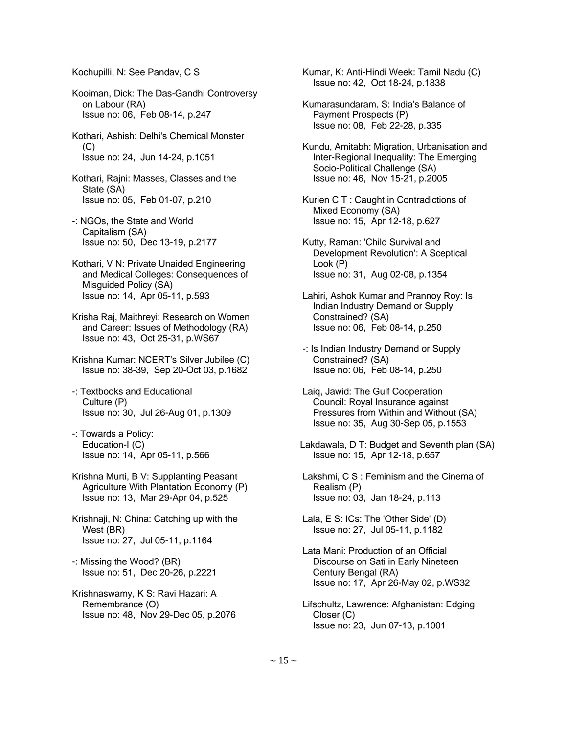Kochupilli, N: See Pandav, C S

Kooiman, Dick: The Das-Gandhi Controversy on Labour (RA)
Issue no: 06, Feb 08-14, p.247

Kothari, Ashish: Delhi's Chemical Monster (C)
Issue no: 24, Jun 14-24, p.1051

Kothari, Rajni: Masses, Classes and the State (SA)
Issue no: 05, Feb 01-07, p.210

-: NGOs, the State and World Capitalism (SA)
Issue no: 50, Dec 13-19, p.2177

Kothari, V N: Private Unaided Engineering and Medical Colleges: Consequences of Misguided Policy (SA)
Issue no: 14, Apr 05-11, p.593

Krisha Raj, Maithreyi: Research on Women and Career: Issues of Methodology (RA)
Issue no: 43, Oct 25-31, p.WS67

Krishna Kumar: NCERT's Silver Jubilee (C)
Issue no: 38-39, Sep 20-Oct 03, p.1682

-: Textbooks and Educational Culture (P)
Issue no: 30, Jul 26-Aug 01, p.1309

-: Towards a Policy: Education-I (C)
Issue no: 14, Apr 05-11, p.566

Krishna Murti, B V: Supplanting Peasant Agriculture With Plantation Economy (P)
Issue no: 13, Mar 29-Apr 04, p.525

Krishnaji, N: China: Catching up with the West (BR)
Issue no: 27, Jul 05-11, p.1164

-: Missing the Wood? (BR)
Issue no: 51, Dec 20-26, p.2221

Krishnaswamy, K S: Ravi Hazari: A Remembrance (O)
Issue no: 48, Nov 29-Dec 05, p.2076

Kumar, K: Anti-Hindi Week: Tamil Nadu (C)
Issue no: 42, Oct 18-24, p.1838

Kumarasundaram, S: India's Balance of Payment Prospects (P)
Issue no: 08, Feb 22-28, p.335

Kundu, Amitabh: Migration, Urbanisation and Inter-Regional Inequality: The Emerging Socio-Political Challenge (SA)
Issue no: 46, Nov 15-21, p.2005

Kurien C T : Caught in Contradictions of Mixed Economy (SA)
Issue no: 15, Apr 12-18, p.627

Kutty, Raman: 'Child Survival and Development Revolution': A Sceptical Look (P)
Issue no: 31, Aug 02-08, p.1354

Lahiri, Ashok Kumar and Prannoy Roy: Is Indian Industry Demand or Supply Constrained? (SA)
Issue no: 06, Feb 08-14, p.250

-: Is Indian Industry Demand or Supply Constrained? (SA)
Issue no: 06, Feb 08-14, p.250

Laiq, Jawid: The Gulf Cooperation Council: Royal Insurance against Pressures from Within and Without (SA)
Issue no: 35, Aug 30-Sep 05, p.1553

Lakdawala, D T: Budget and Seventh plan (SA)
Issue no: 15, Apr 12-18, p.657

Lakshmi, C S : Feminism and the Cinema of Realism (P)
Issue no: 03, Jan 18-24, p.113

Lala, E S: ICs: The 'Other Side' (D)
Issue no: 27, Jul 05-11, p.1182

Lata Mani: Production of an Official Discourse on Sati in Early Nineteen Century Bengal (RA)
Issue no: 17, Apr 26-May 02, p.WS32

Lifschultz, Lawrence: Afghanistan: Edging Closer (C)
Issue no: 23, Jun 07-13, p.1001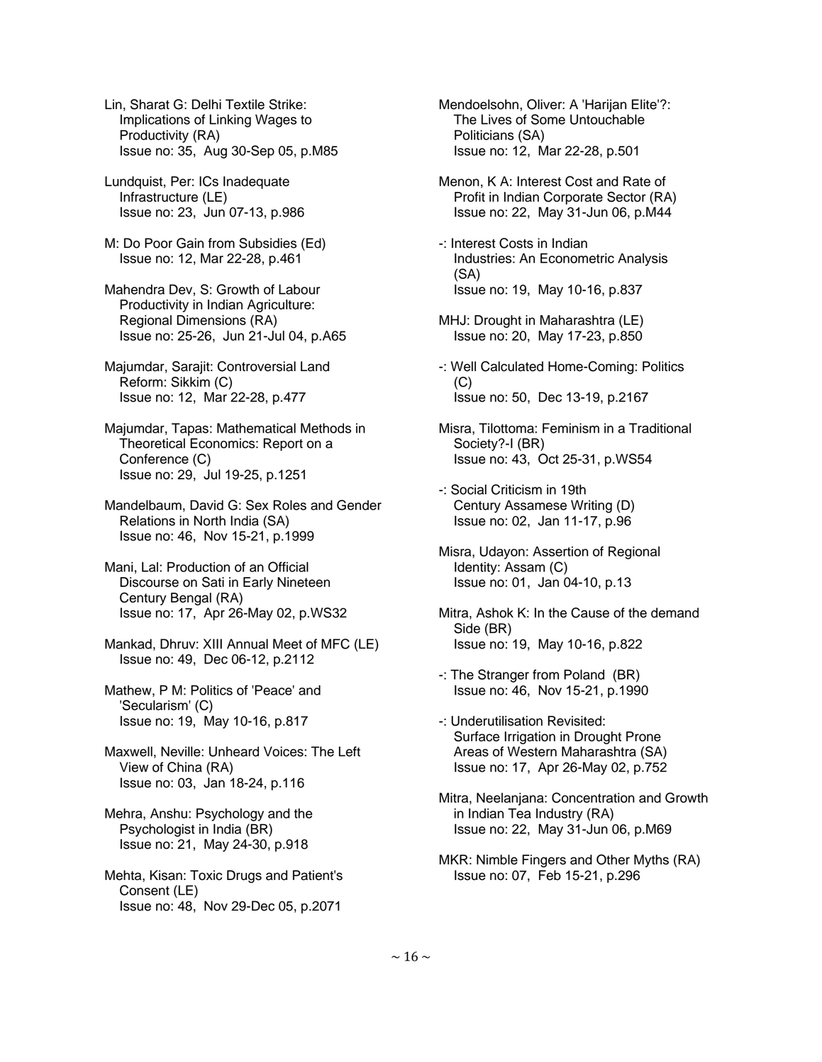Lin, Sharat G: Delhi Textile Strike: Implications of Linking Wages to Productivity (RA)
Issue no: 35, Aug 30-Sep 05, p.M85

Lundquist, Per: ICs Inadequate Infrastructure (LE)
Issue no: 23, Jun 07-13, p.986

M: Do Poor Gain from Subsidies (Ed)
Issue no: 12, Mar 22-28, p.461

Mahendra Dev, S: Growth of Labour Productivity in Indian Agriculture: Regional Dimensions (RA)
Issue no: 25-26, Jun 21-Jul 04, p.A65

Majumdar, Sarajit: Controversial Land Reform: Sikkim (C)
Issue no: 12, Mar 22-28, p.477

Majumdar, Tapas: Mathematical Methods in Theoretical Economics: Report on a Conference (C)
Issue no: 29, Jul 19-25, p.1251

Mandelbaum, David G: Sex Roles and Gender Relations in North India (SA)
Issue no: 46, Nov 15-21, p.1999

Mani, Lal: Production of an Official Discourse on Sati in Early Nineteen Century Bengal (RA)
Issue no: 17, Apr 26-May 02, p.WS32

Mankad, Dhruv: XIII Annual Meet of MFC (LE)
Issue no: 49, Dec 06-12, p.2112

Mathew, P M: Politics of 'Peace' and 'Secularism' (C)
Issue no: 19, May 10-16, p.817

Maxwell, Neville: Unheard Voices: The Left View of China (RA)
Issue no: 03, Jan 18-24, p.116

Mehra, Anshu: Psychology and the Psychologist in India (BR)
Issue no: 21, May 24-30, p.918

Mehta, Kisan: Toxic Drugs and Patient's Consent (LE)
Issue no: 48, Nov 29-Dec 05, p.2071

Mendoelsohn, Oliver: A 'Harijan Elite'?: The Lives of Some Untouchable Politicians (SA)
Issue no: 12, Mar 22-28, p.501

Menon, K A: Interest Cost and Rate of Profit in Indian Corporate Sector (RA)
Issue no: 22, May 31-Jun 06, p.M44

-: Interest Costs in Indian Industries: An Econometric Analysis (SA)
Issue no: 19, May 10-16, p.837

MHJ: Drought in Maharashtra (LE)
Issue no: 20, May 17-23, p.850

-: Well Calculated Home-Coming: Politics (C)
Issue no: 50, Dec 13-19, p.2167

Misra, Tilottoma: Feminism in a Traditional Society?-I (BR)
Issue no: 43, Oct 25-31, p.WS54

-: Social Criticism in 19th Century Assamese Writing (D)
Issue no: 02, Jan 11-17, p.96

Misra, Udayon: Assertion of Regional Identity: Assam (C)
Issue no: 01, Jan 04-10, p.13

Mitra, Ashok K: In the Cause of the demand Side (BR)
Issue no: 19, May 10-16, p.822

-: The Stranger from Poland (BR)
Issue no: 46, Nov 15-21, p.1990

-: Underutilisation Revisited: Surface Irrigation in Drought Prone Areas of Western Maharashtra (SA)
Issue no: 17, Apr 26-May 02, p.752

Mitra, Neelanjana: Concentration and Growth in Indian Tea Industry (RA)
Issue no: 22, May 31-Jun 06, p.M69

MKR: Nimble Fingers and Other Myths (RA)
Issue no: 07, Feb 15-21, p.296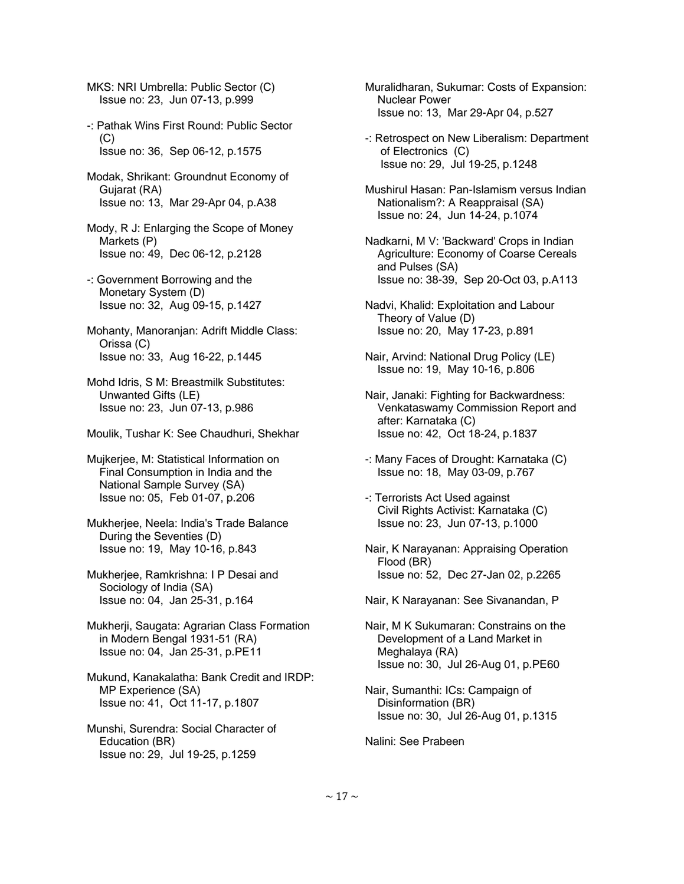MKS: NRI Umbrella: Public Sector (C)
Issue no: 23, Jun 07-13, p.999

-: Pathak Wins First Round: Public Sector (C)
Issue no: 36, Sep 06-12, p.1575

Modak, Shrikant: Groundnut Economy of Gujarat (RA)
Issue no: 13, Mar 29-Apr 04, p.A38

Mody, R J: Enlarging the Scope of Money Markets (P)
Issue no: 49, Dec 06-12, p.2128

-: Government Borrowing and the Monetary System (D)
Issue no: 32, Aug 09-15, p.1427

Mohanty, Manoranjan: Adrift Middle Class: Orissa (C)
Issue no: 33, Aug 16-22, p.1445

Mohd Idris, S M: Breastmilk Substitutes: Unwanted Gifts (LE)
Issue no: 23, Jun 07-13, p.986

Moulik, Tushar K: See Chaudhuri, Shekhar

Mujkerjee, M: Statistical Information on Final Consumption in India and the National Sample Survey (SA)
Issue no: 05, Feb 01-07, p.206

Mukherjee, Neela: India's Trade Balance During the Seventies (D)
Issue no: 19, May 10-16, p.843

Mukherjee, Ramkrishna: I P Desai and Sociology of India (SA)
Issue no: 04, Jan 25-31, p.164

Mukherji, Saugata: Agrarian Class Formation in Modern Bengal 1931-51 (RA)
Issue no: 04, Jan 25-31, p.PE11

Mukund, Kanakalatha: Bank Credit and IRDP: MP Experience (SA)
Issue no: 41, Oct 11-17, p.1807

Munshi, Surendra: Social Character of Education (BR)
Issue no: 29, Jul 19-25, p.1259

Muralidharan, Sukumar: Costs of Expansion: Nuclear Power
Issue no: 13, Mar 29-Apr 04, p.527

-: Retrospect on New Liberalism: Department of Electronics (C)
Issue no: 29, Jul 19-25, p.1248

Mushirul Hasan: Pan-Islamism versus Indian Nationalism?: A Reappraisal (SA)
Issue no: 24, Jun 14-24, p.1074

Nadkarni, M V: 'Backward' Crops in Indian Agriculture: Economy of Coarse Cereals and Pulses (SA)
Issue no: 38-39, Sep 20-Oct 03, p.A113

Nadvi, Khalid: Exploitation and Labour Theory of Value (D)
Issue no: 20, May 17-23, p.891

Nair, Arvind: National Drug Policy (LE)
Issue no: 19, May 10-16, p.806

Nair, Janaki: Fighting for Backwardness: Venkataswamy Commission Report and after: Karnataka (C)
Issue no: 42, Oct 18-24, p.1837

-: Many Faces of Drought: Karnataka (C)
Issue no: 18, May 03-09, p.767

-: Terrorists Act Used against Civil Rights Activist: Karnataka (C)
Issue no: 23, Jun 07-13, p.1000

Nair, K Narayanan: Appraising Operation Flood (BR)
Issue no: 52, Dec 27-Jan 02, p.2265

Nair, K Narayanan: See Sivanandan, P

Nair, M K Sukumaran: Constrains on the Development of a Land Market in Meghalaya (RA)
Issue no: 30, Jul 26-Aug 01, p.PE60

Nair, Sumanthi: ICs: Campaign of Disinformation (BR)
Issue no: 30, Jul 26-Aug 01, p.1315

Nalini: See Prabeen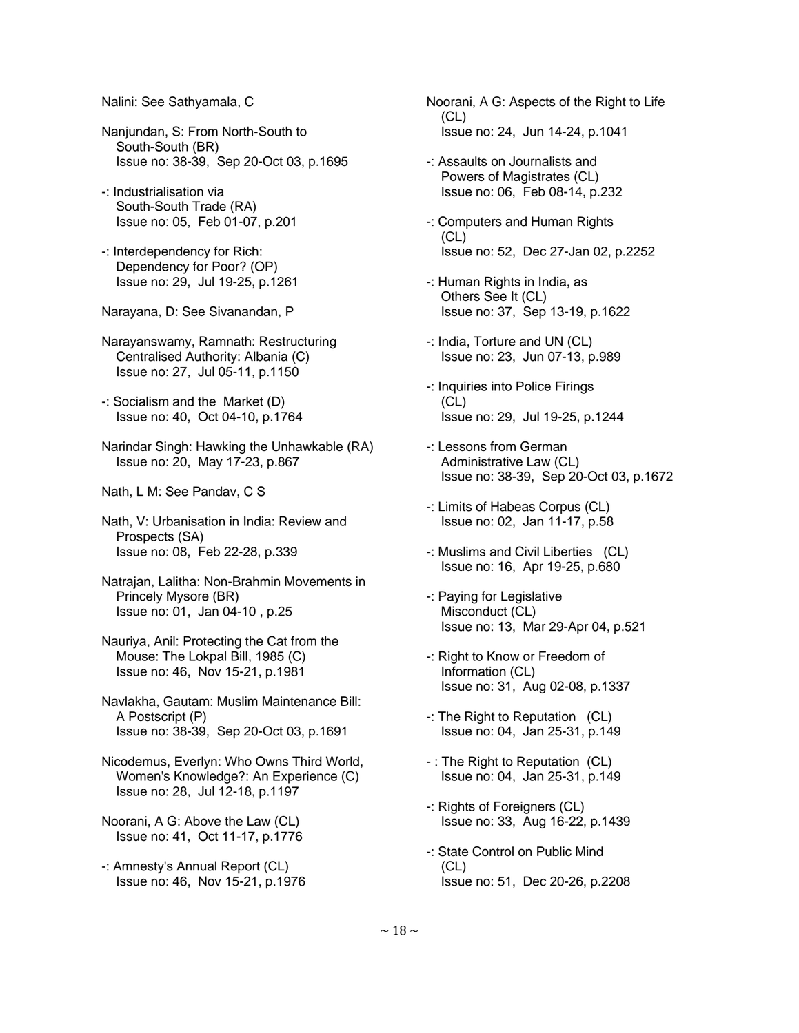Nalini: See Sathyamala, C

Nanjundan, S: From North-South to South-South (BR)
Issue no: 38-39, Sep 20-Oct 03, p.1695

-: Industrialisation via South-South Trade (RA)
Issue no: 05, Feb 01-07, p.201

-: Interdependency for Rich: Dependency for Poor? (OP)
Issue no: 29, Jul 19-25, p.1261

Narayana, D: See Sivanandan, P

Narayanswamy, Ramnath: Restructuring Centralised Authority: Albania (C)
Issue no: 27, Jul 05-11, p.1150

-: Socialism and the Market (D)
Issue no: 40, Oct 04-10, p.1764

Narindar Singh: Hawking the Unhawkable (RA)
Issue no: 20, May 17-23, p.867

Nath, L M: See Pandav, C S

Nath, V: Urbanisation in India: Review and Prospects (SA)
Issue no: 08, Feb 22-28, p.339

Natrajan, Lalitha: Non-Brahmin Movements in Princely Mysore (BR)
Issue no: 01, Jan 04-10 , p.25

Nauriya, Anil: Protecting the Cat from the Mouse: The Lokpal Bill, 1985 (C)
Issue no: 46, Nov 15-21, p.1981

Navlakha, Gautam: Muslim Maintenance Bill: A Postscript (P)
Issue no: 38-39, Sep 20-Oct 03, p.1691

Nicodemus, Everlyn: Who Owns Third World, Women's Knowledge?: An Experience (C)
Issue no: 28, Jul 12-18, p.1197

Noorani, A G: Above the Law (CL)
Issue no: 41, Oct 11-17, p.1776

-: Amnesty's Annual Report (CL)
Issue no: 46, Nov 15-21, p.1976

Noorani, A G: Aspects of the Right to Life (CL)
Issue no: 24, Jun 14-24, p.1041

-: Assaults on Journalists and Powers of Magistrates (CL)
Issue no: 06, Feb 08-14, p.232

-: Computers and Human Rights (CL)
Issue no: 52, Dec 27-Jan 02, p.2252

-: Human Rights in India, as Others See It (CL)
Issue no: 37, Sep 13-19, p.1622

-: India, Torture and UN (CL)
Issue no: 23, Jun 07-13, p.989

-: Inquiries into Police Firings (CL)
Issue no: 29, Jul 19-25, p.1244

-: Lessons from German Administrative Law (CL)
Issue no: 38-39, Sep 20-Oct 03, p.1672

-: Limits of Habeas Corpus (CL)
Issue no: 02, Jan 11-17, p.58

-: Muslims and Civil Liberties (CL)
Issue no: 16, Apr 19-25, p.680

-: Paying for Legislative Misconduct (CL)
Issue no: 13, Mar 29-Apr 04, p.521

-: Right to Know or Freedom of Information (CL)
Issue no: 31, Aug 02-08, p.1337

-: The Right to Reputation (CL)
Issue no: 04, Jan 25-31, p.149

- : The Right to Reputation (CL)
Issue no: 04, Jan 25-31, p.149

-: Rights of Foreigners (CL)
Issue no: 33, Aug 16-22, p.1439

-: State Control on Public Mind (CL)
Issue no: 51, Dec 20-26, p.2208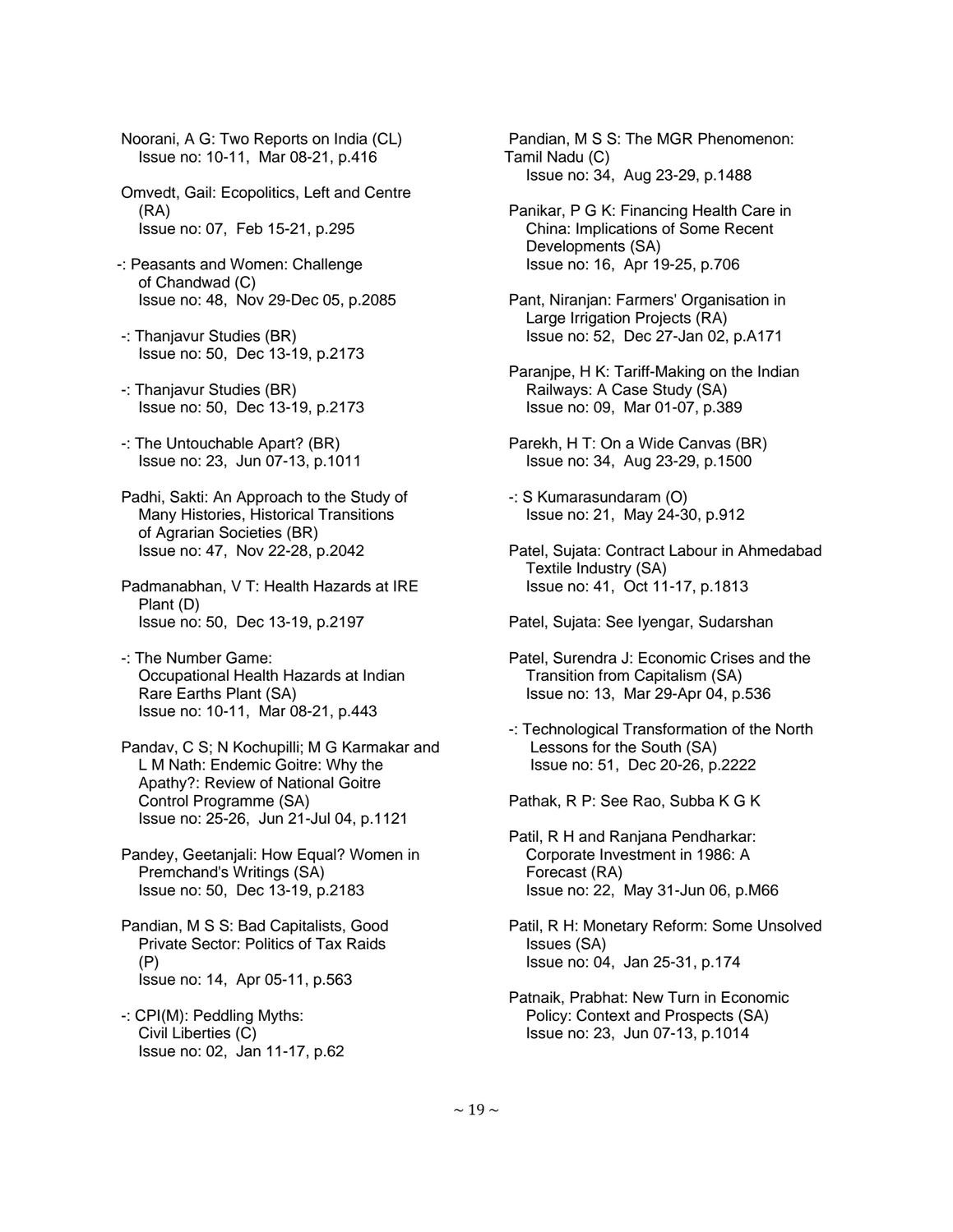Noorani, A G: Two Reports on India (CL)
Issue no: 10-11, Mar 08-21, p.416

Omvedt, Gail: Ecopolitics, Left and Centre (RA)
Issue no: 07, Feb 15-21, p.295

-: Peasants and Women: Challenge of Chandwad (C)
Issue no: 48, Nov 29-Dec 05, p.2085

-: Thanjavur Studies (BR)
Issue no: 50, Dec 13-19, p.2173

-: Thanjavur Studies (BR)
Issue no: 50, Dec 13-19, p.2173

-: The Untouchable Apart? (BR)
Issue no: 23, Jun 07-13, p.1011

Padhi, Sakti: An Approach to the Study of Many Histories, Historical Transitions of Agrarian Societies (BR)
Issue no: 47, Nov 22-28, p.2042

Padmanabhan, V T: Health Hazards at IRE Plant (D)
Issue no: 50, Dec 13-19, p.2197

-: The Number Game: Occupational Health Hazards at Indian Rare Earths Plant (SA)
Issue no: 10-11, Mar 08-21, p.443

Pandav, C S; N Kochupilli; M G Karmakar and L M Nath: Endemic Goitre: Why the Apathy?: Review of National Goitre Control Programme (SA)
Issue no: 25-26, Jun 21-Jul 04, p.1121

Pandey, Geetanjali: How Equal? Women in Premchand's Writings (SA)
Issue no: 50, Dec 13-19, p.2183

Pandian, M S S: Bad Capitalists, Good Private Sector: Politics of Tax Raids (P)
Issue no: 14, Apr 05-11, p.563

-: CPI(M): Peddling Myths: Civil Liberties (C)
Issue no: 02, Jan 11-17, p.62

Pandian, M S S: The MGR Phenomenon: Tamil Nadu (C)
Issue no: 34, Aug 23-29, p.1488

Panikar, P G K: Financing Health Care in China: Implications of Some Recent Developments (SA)
Issue no: 16, Apr 19-25, p.706

Pant, Niranjan: Farmers' Organisation in Large Irrigation Projects (RA)
Issue no: 52, Dec 27-Jan 02, p.A171

Paranjpe, H K: Tariff-Making on the Indian Railways: A Case Study (SA)
Issue no: 09, Mar 01-07, p.389

Parekh, H T: On a Wide Canvas (BR)
Issue no: 34, Aug 23-29, p.1500

-: S Kumarasundaram (O)
Issue no: 21, May 24-30, p.912

Patel, Sujata: Contract Labour in Ahmedabad Textile Industry (SA)
Issue no: 41, Oct 11-17, p.1813

Patel, Sujata: See Iyengar, Sudarshan

Patel, Surendra J: Economic Crises and the Transition from Capitalism (SA)
Issue no: 13, Mar 29-Apr 04, p.536

-: Technological Transformation of the North Lessons for the South (SA)
Issue no: 51, Dec 20-26, p.2222

Pathak, R P: See Rao, Subba K G K

Patil, R H and Ranjana Pendharkar: Corporate Investment in 1986: A Forecast (RA)
Issue no: 22, May 31-Jun 06, p.M66

Patil, R H: Monetary Reform: Some Unsolved Issues (SA)
Issue no: 04, Jan 25-31, p.174

Patnaik, Prabhat: New Turn in Economic Policy: Context and Prospects (SA)
Issue no: 23, Jun 07-13, p.1014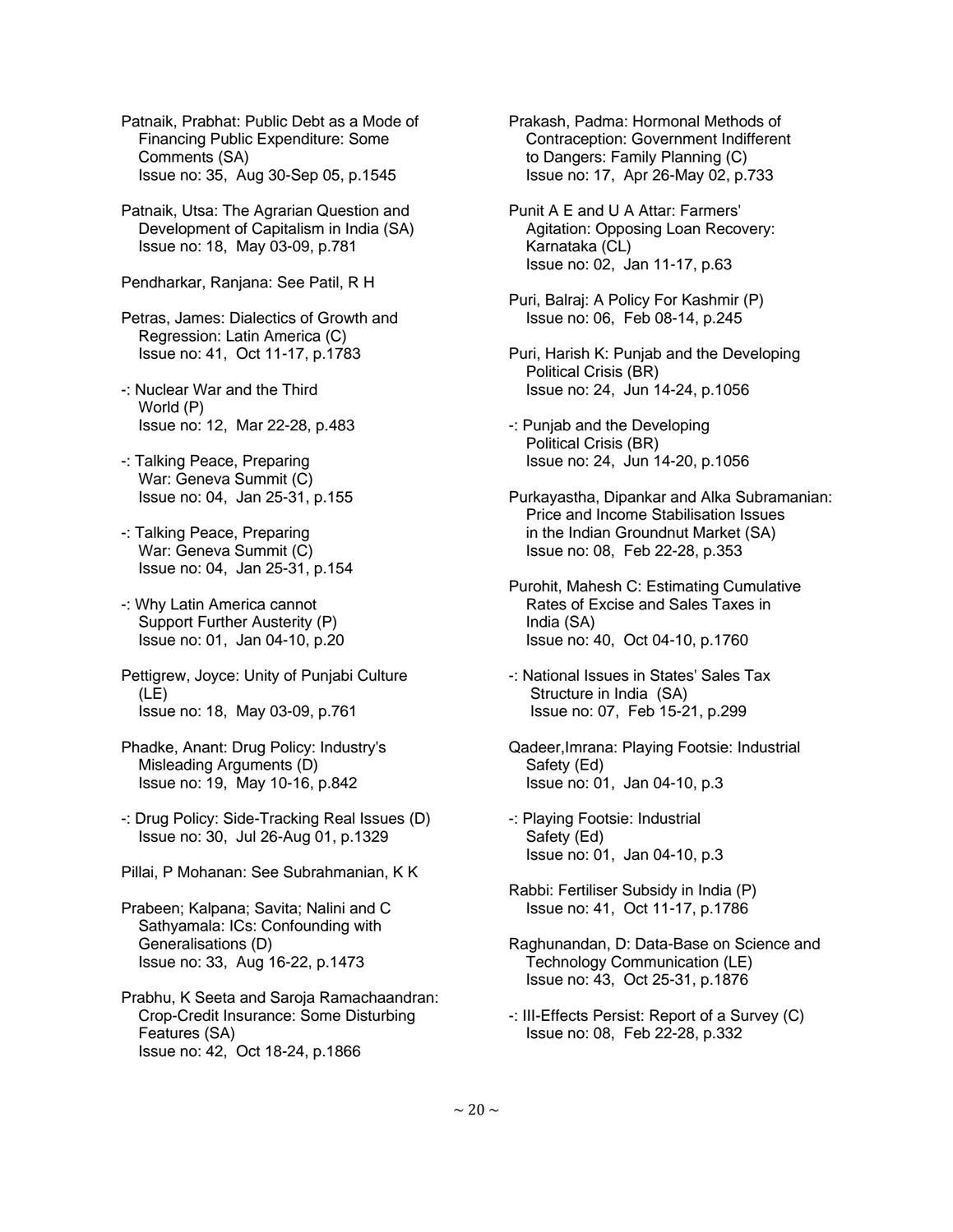Patnaik, Prabhat: Public Debt as a Mode of Financing Public Expenditure: Some Comments (SA)
Issue no: 35, Aug 30-Sep 05, p.1545

Patnaik, Utsa: The Agrarian Question and Development of Capitalism in India (SA)
Issue no: 18, May 03-09, p.781

Pendharkar, Ranjana: See Patil, R H

Petras, James: Dialectics of Growth and Regression: Latin America (C)
Issue no: 41, Oct 11-17, p.1783

-: Nuclear War and the Third World (P)
Issue no: 12, Mar 22-28, p.483

-: Talking Peace, Preparing War: Geneva Summit (C)
Issue no: 04, Jan 25-31, p.155

-: Talking Peace, Preparing War: Geneva Summit (C)
Issue no: 04, Jan 25-31, p.154

-: Why Latin America cannot Support Further Austerity (P)
Issue no: 01, Jan 04-10, p.20

Pettigrew, Joyce: Unity of Punjabi Culture (LE)
Issue no: 18, May 03-09, p.761

Phadke, Anant: Drug Policy: Industry's Misleading Arguments (D)
Issue no: 19, May 10-16, p.842

-: Drug Policy: Side-Tracking Real Issues (D)
Issue no: 30, Jul 26-Aug 01, p.1329

Pillai, P Mohanan: See Subrahmanian, K K

Prabeen; Kalpana; Savita; Nalini and C Sathyamala: ICs: Confounding with Generalisations (D)
Issue no: 33, Aug 16-22, p.1473

Prabhu, K Seeta and Saroja Ramachaandran: Crop-Credit Insurance: Some Disturbing Features (SA)
Issue no: 42, Oct 18-24, p.1866

Prakash, Padma: Hormonal Methods of Contraception: Government Indifferent to Dangers: Family Planning (C)
Issue no: 17, Apr 26-May 02, p.733

Punit A E and U A Attar: Farmers' Agitation: Opposing Loan Recovery: Karnataka (CL)
Issue no: 02, Jan 11-17, p.63

Puri, Balraj: A Policy For Kashmir (P)
Issue no: 06, Feb 08-14, p.245

Puri, Harish K: Punjab and the Developing Political Crisis (BR)
Issue no: 24, Jun 14-24, p.1056

-: Punjab and the Developing Political Crisis (BR)
Issue no: 24, Jun 14-20, p.1056

Purkayastha, Dipankar and Alka Subramanian: Price and Income Stabilisation Issues in the Indian Groundnut Market (SA)
Issue no: 08, Feb 22-28, p.353

Purohit, Mahesh C: Estimating Cumulative Rates of Excise and Sales Taxes in India (SA)
Issue no: 40, Oct 04-10, p.1760

-: National Issues in States' Sales Tax Structure in India (SA)
Issue no: 07, Feb 15-21, p.299

Qadeer,Imrana: Playing Footsie: Industrial Safety (Ed)
Issue no: 01, Jan 04-10, p.3

-: Playing Footsie: Industrial Safety (Ed)
Issue no: 01, Jan 04-10, p.3

Rabbi: Fertiliser Subsidy in India (P)
Issue no: 41, Oct 11-17, p.1786

Raghunandan, D: Data-Base on Science and Technology Communication (LE)
Issue no: 43, Oct 25-31, p.1876

-: III-Effects Persist: Report of a Survey (C)
Issue no: 08, Feb 22-28, p.332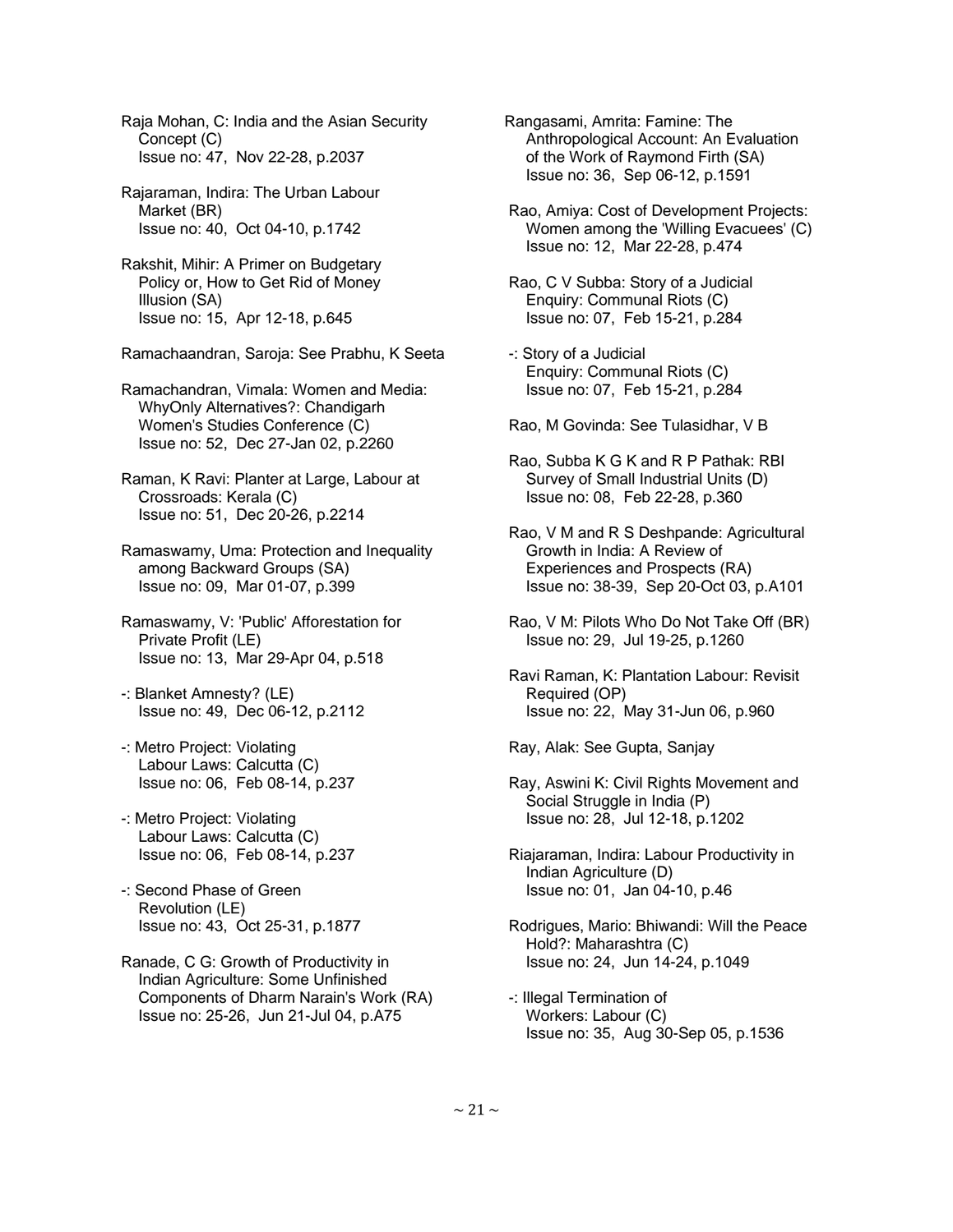Raja Mohan, C: India and the Asian Security Concept (C)
Issue no: 47, Nov 22-28, p.2037

Rajaraman, Indira: The Urban Labour Market (BR)
Issue no: 40, Oct 04-10, p.1742

Rakshit, Mihir: A Primer on Budgetary Policy or, How to Get Rid of Money Illusion (SA)
Issue no: 15, Apr 12-18, p.645

Ramachaandran, Saroja: See Prabhu, K Seeta

Ramachandran, Vimala: Women and Media: WhyOnly Alternatives?: Chandigarh Women's Studies Conference (C)
Issue no: 52, Dec 27-Jan 02, p.2260

Raman, K Ravi: Planter at Large, Labour at Crossroads: Kerala (C)
Issue no: 51, Dec 20-26, p.2214

Ramaswamy, Uma: Protection and Inequality among Backward Groups (SA)
Issue no: 09, Mar 01-07, p.399

Ramaswamy, V: 'Public' Afforestation for Private Profit (LE)
Issue no: 13, Mar 29-Apr 04, p.518

-: Blanket Amnesty? (LE)
Issue no: 49, Dec 06-12, p.2112

-: Metro Project: Violating Labour Laws: Calcutta (C)
Issue no: 06, Feb 08-14, p.237

-: Metro Project: Violating Labour Laws: Calcutta (C)
Issue no: 06, Feb 08-14, p.237

-: Second Phase of Green Revolution (LE)
Issue no: 43, Oct 25-31, p.1877

Ranade, C G: Growth of Productivity in Indian Agriculture: Some Unfinished Components of Dharm Narain's Work (RA)
Issue no: 25-26, Jun 21-Jul 04, p.A75

Rangasami, Amrita: Famine: The Anthropological Account: An Evaluation of the Work of Raymond Firth (SA)
Issue no: 36, Sep 06-12, p.1591

Rao, Amiya: Cost of Development Projects: Women among the 'Willing Evacuees' (C)
Issue no: 12, Mar 22-28, p.474

Rao, C V Subba: Story of a Judicial Enquiry: Communal Riots (C)
Issue no: 07, Feb 15-21, p.284

-: Story of a Judicial Enquiry: Communal Riots (C)
Issue no: 07, Feb 15-21, p.284

Rao, M Govinda: See Tulasidhar, V B

Rao, Subba K G K and R P Pathak: RBI Survey of Small Industrial Units (D)
Issue no: 08, Feb 22-28, p.360

Rao, V M and R S Deshpande: Agricultural Growth in India: A Review of Experiences and Prospects (RA)
Issue no: 38-39, Sep 20-Oct 03, p.A101

Rao, V M: Pilots Who Do Not Take Off (BR)
Issue no: 29, Jul 19-25, p.1260

Ravi Raman, K: Plantation Labour: Revisit Required (OP)
Issue no: 22, May 31-Jun 06, p.960

Ray, Alak: See Gupta, Sanjay

Ray, Aswini K: Civil Rights Movement and Social Struggle in India (P)
Issue no: 28, Jul 12-18, p.1202

Riajaraman, Indira: Labour Productivity in Indian Agriculture (D)
Issue no: 01, Jan 04-10, p.46

Rodrigues, Mario: Bhiwandi: Will the Peace Hold?: Maharashtra (C)
Issue no: 24, Jun 14-24, p.1049

-: Illegal Termination of Workers: Labour (C)
Issue no: 35, Aug 30-Sep 05, p.1536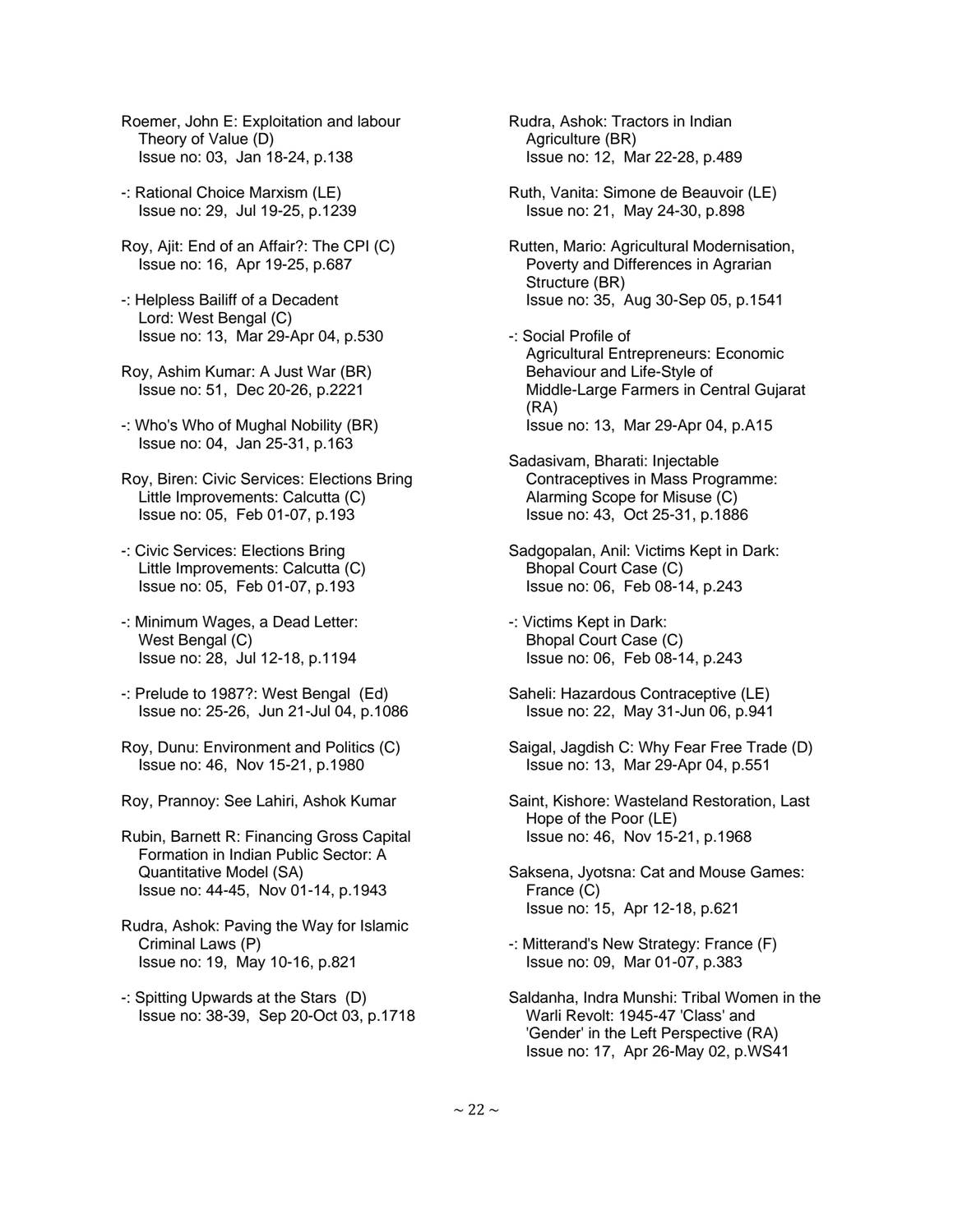Roemer, John E: Exploitation and labour Theory of Value (D)
Issue no: 03, Jan 18-24, p.138

-: Rational Choice Marxism (LE)
Issue no: 29, Jul 19-25, p.1239

Roy, Ajit: End of an Affair?: The CPI (C)
Issue no: 16, Apr 19-25, p.687

-: Helpless Bailiff of a Decadent Lord: West Bengal (C)
Issue no: 13, Mar 29-Apr 04, p.530

Roy, Ashim Kumar: A Just War (BR)
Issue no: 51, Dec 20-26, p.2221

-: Who's Who of Mughal Nobility (BR)
Issue no: 04, Jan 25-31, p.163

Roy, Biren: Civic Services: Elections Bring Little Improvements: Calcutta (C)
Issue no: 05, Feb 01-07, p.193

-: Civic Services: Elections Bring Little Improvements: Calcutta (C)
Issue no: 05, Feb 01-07, p.193

-: Minimum Wages, a Dead Letter: West Bengal (C)
Issue no: 28, Jul 12-18, p.1194

-: Prelude to 1987?: West Bengal (Ed)
Issue no: 25-26, Jun 21-Jul 04, p.1086

Roy, Dunu: Environment and Politics (C)
Issue no: 46, Nov 15-21, p.1980

Roy, Prannoy: See Lahiri, Ashok Kumar

Rubin, Barnett R: Financing Gross Capital Formation in Indian Public Sector: A Quantitative Model (SA)
Issue no: 44-45, Nov 01-14, p.1943

Rudra, Ashok: Paving the Way for Islamic Criminal Laws (P)
Issue no: 19, May 10-16, p.821

-: Spitting Upwards at the Stars (D)
Issue no: 38-39, Sep 20-Oct 03, p.1718

Rudra, Ashok: Tractors in Indian Agriculture (BR)
Issue no: 12, Mar 22-28, p.489

Ruth, Vanita: Simone de Beauvoir (LE)
Issue no: 21, May 24-30, p.898

Rutten, Mario: Agricultural Modernisation, Poverty and Differences in Agrarian Structure (BR)
Issue no: 35, Aug 30-Sep 05, p.1541

-: Social Profile of Agricultural Entrepreneurs: Economic Behaviour and Life-Style of Middle-Large Farmers in Central Gujarat (RA)
Issue no: 13, Mar 29-Apr 04, p.A15

Sadasivam, Bharati: Injectable Contraceptives in Mass Programme: Alarming Scope for Misuse (C)
Issue no: 43, Oct 25-31, p.1886

Sadgopalan, Anil: Victims Kept in Dark: Bhopal Court Case (C)
Issue no: 06, Feb 08-14, p.243

-: Victims Kept in Dark: Bhopal Court Case (C)
Issue no: 06, Feb 08-14, p.243

Saheli: Hazardous Contraceptive (LE)
Issue no: 22, May 31-Jun 06, p.941

Saigal, Jagdish C: Why Fear Free Trade (D)
Issue no: 13, Mar 29-Apr 04, p.551

Saint, Kishore: Wasteland Restoration, Last Hope of the Poor (LE)
Issue no: 46, Nov 15-21, p.1968

Saksena, Jyotsna: Cat and Mouse Games: France (C)
Issue no: 15, Apr 12-18, p.621

-: Mitterand's New Strategy: France (F)
Issue no: 09, Mar 01-07, p.383

Saldanha, Indra Munshi: Tribal Women in the Warli Revolt: 1945-47 'Class' and 'Gender' in the Left Perspective (RA)
Issue no: 17, Apr 26-May 02, p.WS41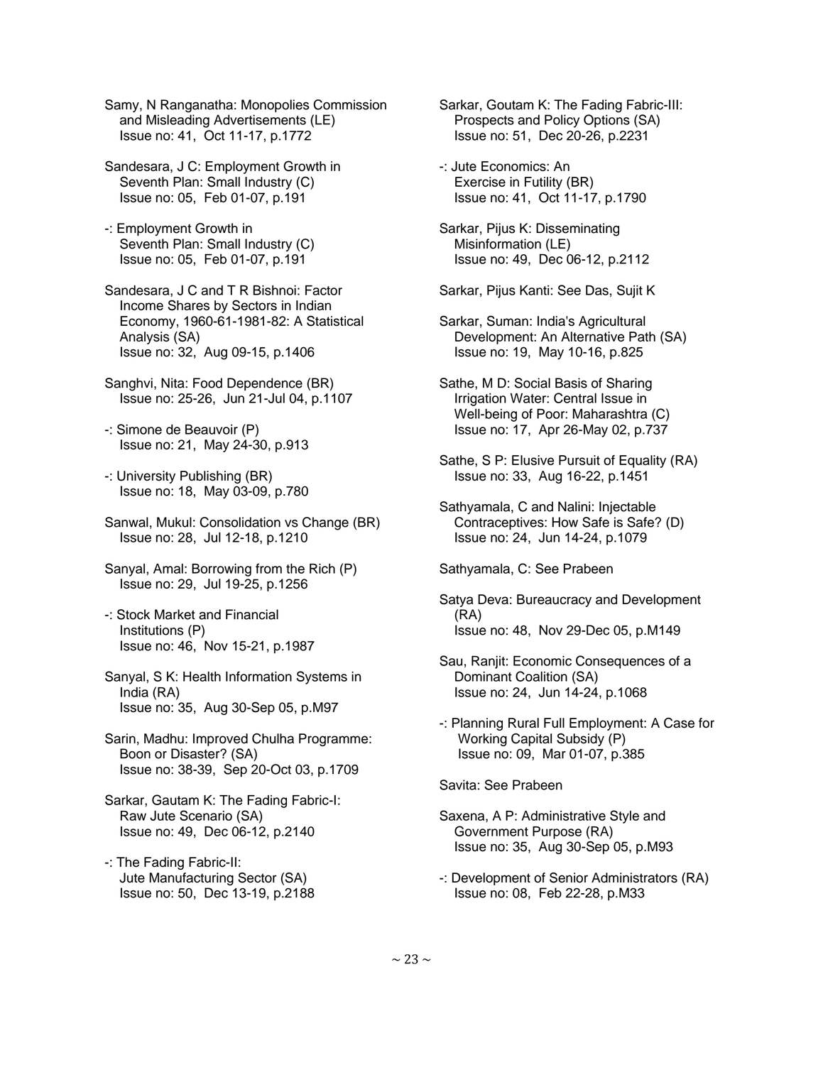Samy, N Ranganatha: Monopolies Commission and Misleading Advertisements (LE)
Issue no: 41, Oct 11-17, p.1772

Sandesara, J C: Employment Growth in Seventh Plan: Small Industry (C)
Issue no: 05, Feb 01-07, p.191

-: Employment Growth in Seventh Plan: Small Industry (C)
Issue no: 05, Feb 01-07, p.191

Sandesara, J C and T R Bishnoi: Factor Income Shares by Sectors in Indian Economy, 1960-61-1981-82: A Statistical Analysis (SA)
Issue no: 32, Aug 09-15, p.1406

Sanghvi, Nita: Food Dependence (BR)
Issue no: 25-26, Jun 21-Jul 04, p.1107

-: Simone de Beauvoir (P)
Issue no: 21, May 24-30, p.913

-: University Publishing (BR)
Issue no: 18, May 03-09, p.780

Sanwal, Mukul: Consolidation vs Change (BR)
Issue no: 28, Jul 12-18, p.1210

Sanyal, Amal: Borrowing from the Rich (P)
Issue no: 29, Jul 19-25, p.1256

-: Stock Market and Financial Institutions (P)
Issue no: 46, Nov 15-21, p.1987

Sanyal, S K: Health Information Systems in India (RA)
Issue no: 35, Aug 30-Sep 05, p.M97

Sarin, Madhu: Improved Chulha Programme: Boon or Disaster? (SA)
Issue no: 38-39, Sep 20-Oct 03, p.1709

Sarkar, Gautam K: The Fading Fabric-I: Raw Jute Scenario (SA)
Issue no: 49, Dec 06-12, p.2140

-: The Fading Fabric-II: Jute Manufacturing Sector (SA)
Issue no: 50, Dec 13-19, p.2188

Sarkar, Goutam K: The Fading Fabric-III: Prospects and Policy Options (SA)
Issue no: 51, Dec 20-26, p.2231

-: Jute Economics: An Exercise in Futility (BR)
Issue no: 41, Oct 11-17, p.1790

Sarkar, Pijus K: Disseminating Misinformation (LE)
Issue no: 49, Dec 06-12, p.2112

Sarkar, Pijus Kanti: See Das, Sujit K

Sarkar, Suman: India's Agricultural Development: An Alternative Path (SA)
Issue no: 19, May 10-16, p.825

Sathe, M D: Social Basis of Sharing Irrigation Water: Central Issue in Well-being of Poor: Maharashtra (C)
Issue no: 17, Apr 26-May 02, p.737

Sathe, S P: Elusive Pursuit of Equality (RA)
Issue no: 33, Aug 16-22, p.1451

Sathyamala, C and Nalini: Injectable Contraceptives: How Safe is Safe? (D)
Issue no: 24, Jun 14-24, p.1079

Sathyamala, C: See Prabeen

Satya Deva: Bureaucracy and Development (RA)
Issue no: 48, Nov 29-Dec 05, p.M149

Sau, Ranjit: Economic Consequences of a Dominant Coalition (SA)
Issue no: 24, Jun 14-24, p.1068

-: Planning Rural Full Employment: A Case for Working Capital Subsidy (P)
Issue no: 09, Mar 01-07, p.385

Savita: See Prabeen

Saxena, A P: Administrative Style and Government Purpose (RA)
Issue no: 35, Aug 30-Sep 05, p.M93

-: Development of Senior Administrators (RA)
Issue no: 08, Feb 22-28, p.M33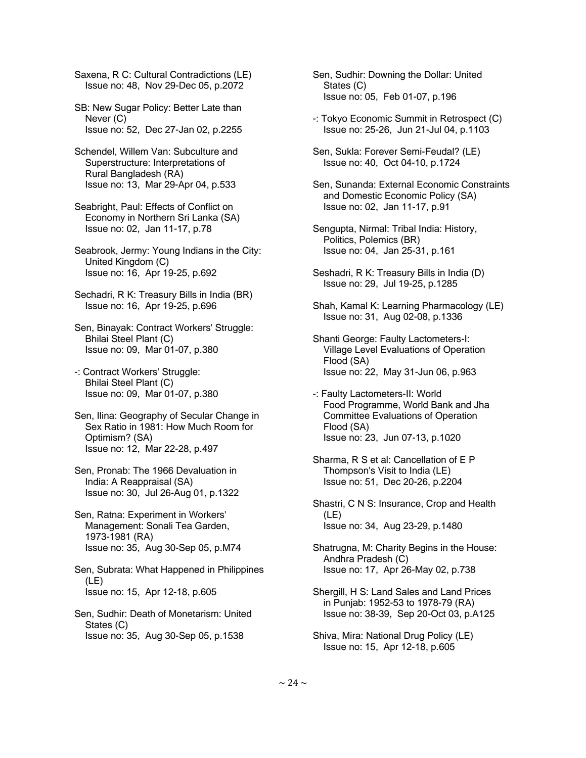Saxena, R C: Cultural Contradictions (LE)
Issue no: 48, Nov 29-Dec 05, p.2072

SB: New Sugar Policy: Better Late than Never (C)
Issue no: 52, Dec 27-Jan 02, p.2255

Schendel, Willem Van: Subculture and Superstructure: Interpretations of Rural Bangladesh (RA)
Issue no: 13, Mar 29-Apr 04, p.533

Seabright, Paul: Effects of Conflict on Economy in Northern Sri Lanka (SA)
Issue no: 02, Jan 11-17, p.78

Seabrook, Jermy: Young Indians in the City: United Kingdom (C)
Issue no: 16, Apr 19-25, p.692

Sechadri, R K: Treasury Bills in India (BR)
Issue no: 16, Apr 19-25, p.696

Sen, Binayak: Contract Workers' Struggle: Bhilai Steel Plant (C)
Issue no: 09, Mar 01-07, p.380

-: Contract Workers' Struggle: Bhilai Steel Plant (C)
Issue no: 09, Mar 01-07, p.380

Sen, Ilina: Geography of Secular Change in Sex Ratio in 1981: How Much Room for Optimism? (SA)
Issue no: 12, Mar 22-28, p.497

Sen, Pronab: The 1966 Devaluation in India: A Reappraisal (SA)
Issue no: 30, Jul 26-Aug 01, p.1322

Sen, Ratna: Experiment in Workers' Management: Sonali Tea Garden, 1973-1981 (RA)
Issue no: 35, Aug 30-Sep 05, p.M74

Sen, Subrata: What Happened in Philippines (LE)
Issue no: 15, Apr 12-18, p.605

Sen, Sudhir: Death of Monetarism: United States (C)
Issue no: 35, Aug 30-Sep 05, p.1538

Sen, Sudhir: Downing the Dollar: United States (C)
Issue no: 05, Feb 01-07, p.196

-: Tokyo Economic Summit in Retrospect (C)
Issue no: 25-26, Jun 21-Jul 04, p.1103

Sen, Sukla: Forever Semi-Feudal? (LE)
Issue no: 40, Oct 04-10, p.1724

Sen, Sunanda: External Economic Constraints and Domestic Economic Policy (SA)
Issue no: 02, Jan 11-17, p.91

Sengupta, Nirmal: Tribal India: History, Politics, Polemics (BR)
Issue no: 04, Jan 25-31, p.161

Seshadri, R K: Treasury Bills in India (D)
Issue no: 29, Jul 19-25, p.1285

Shah, Kamal K: Learning Pharmacology (LE)
Issue no: 31, Aug 02-08, p.1336

Shanti George: Faulty Lactometers-I: Village Level Evaluations of Operation Flood (SA)
Issue no: 22, May 31-Jun 06, p.963

-: Faulty Lactometers-II: World Food Programme, World Bank and Jha Committee Evaluations of Operation Flood (SA)
Issue no: 23, Jun 07-13, p.1020

Sharma, R S et al: Cancellation of E P Thompson's Visit to India (LE)
Issue no: 51, Dec 20-26, p.2204

Shastri, C N S: Insurance, Crop and Health (LE)
Issue no: 34, Aug 23-29, p.1480

Shatrugna, M: Charity Begins in the House: Andhra Pradesh (C)
Issue no: 17, Apr 26-May 02, p.738

Shergill, H S: Land Sales and Land Prices in Punjab: 1952-53 to 1978-79 (RA)
Issue no: 38-39, Sep 20-Oct 03, p.A125

Shiva, Mira: National Drug Policy (LE)
Issue no: 15, Apr 12-18, p.605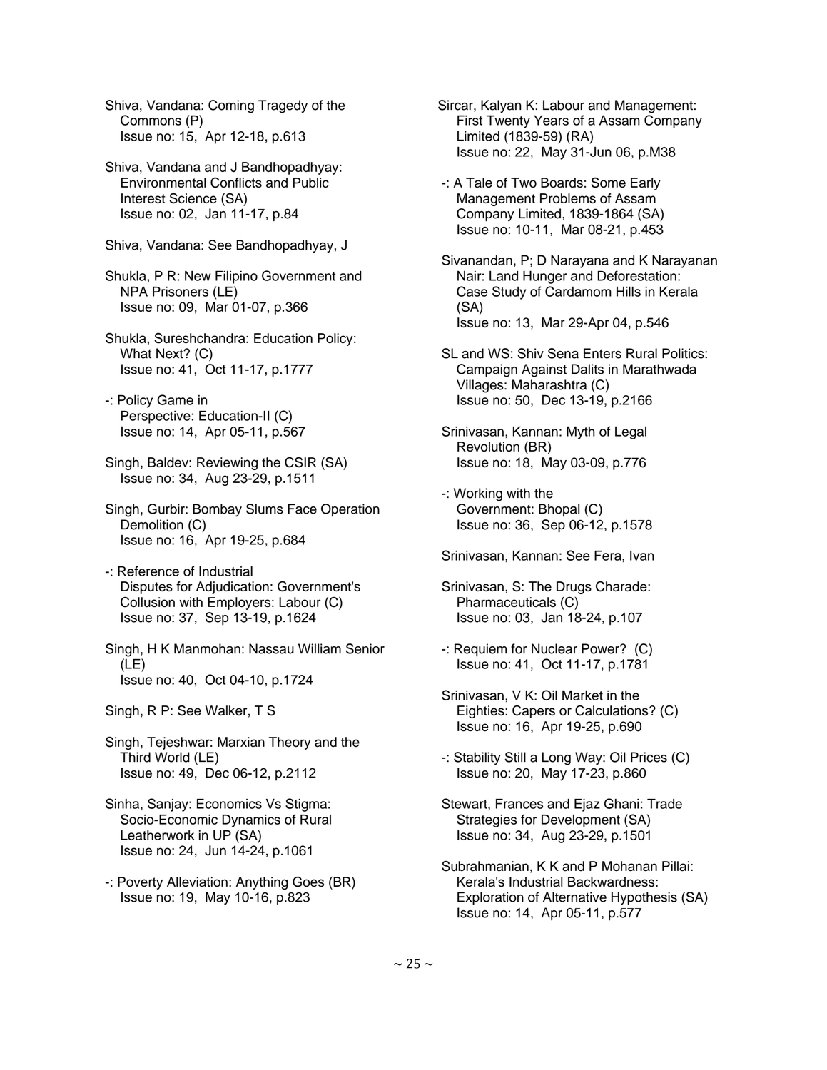Shiva, Vandana: Coming Tragedy of the Commons (P)
Issue no: 15, Apr 12-18, p.613

Shiva, Vandana and J Bandhopadhyay: Environmental Conflicts and Public Interest Science (SA)
Issue no: 02, Jan 11-17, p.84

Shiva, Vandana: See Bandhopadhyay, J

Shukla, P R: New Filipino Government and NPA Prisoners (LE)
Issue no: 09, Mar 01-07, p.366

Shukla, Sureshchandra: Education Policy: What Next? (C)
Issue no: 41, Oct 11-17, p.1777

-: Policy Game in Perspective: Education-II (C)
Issue no: 14, Apr 05-11, p.567

Singh, Baldev: Reviewing the CSIR (SA)
Issue no: 34, Aug 23-29, p.1511

Singh, Gurbir: Bombay Slums Face Operation Demolition (C)
Issue no: 16, Apr 19-25, p.684

-: Reference of Industrial Disputes for Adjudication: Government's Collusion with Employers: Labour (C)
Issue no: 37, Sep 13-19, p.1624

Singh, H K Manmohan: Nassau William Senior (LE)
Issue no: 40, Oct 04-10, p.1724

Singh, R P: See Walker, T S

Singh, Tejeshwar: Marxian Theory and the Third World (LE)
Issue no: 49, Dec 06-12, p.2112

Sinha, Sanjay: Economics Vs Stigma: Socio-Economic Dynamics of Rural Leatherwork in UP (SA)
Issue no: 24, Jun 14-24, p.1061

-: Poverty Alleviation: Anything Goes (BR)
Issue no: 19, May 10-16, p.823

Sircar, Kalyan K: Labour and Management: First Twenty Years of a Assam Company Limited (1839-59) (RA)
Issue no: 22, May 31-Jun 06, p.M38

-: A Tale of Two Boards: Some Early Management Problems of Assam Company Limited, 1839-1864 (SA)
Issue no: 10-11, Mar 08-21, p.453

Sivanandan, P; D Narayana and K Narayanan Nair: Land Hunger and Deforestation: Case Study of Cardamom Hills in Kerala (SA)
Issue no: 13, Mar 29-Apr 04, p.546

SL and WS: Shiv Sena Enters Rural Politics: Campaign Against Dalits in Marathwada Villages: Maharashtra (C)
Issue no: 50, Dec 13-19, p.2166

Srinivasan, Kannan: Myth of Legal Revolution (BR)
Issue no: 18, May 03-09, p.776

-: Working with the Government: Bhopal (C)
Issue no: 36, Sep 06-12, p.1578

Srinivasan, Kannan: See Fera, Ivan

Srinivasan, S: The Drugs Charade: Pharmaceuticals (C)
Issue no: 03, Jan 18-24, p.107

-: Requiem for Nuclear Power? (C)
Issue no: 41, Oct 11-17, p.1781

Srinivasan, V K: Oil Market in the Eighties: Capers or Calculations? (C)
Issue no: 16, Apr 19-25, p.690

-: Stability Still a Long Way: Oil Prices (C)
Issue no: 20, May 17-23, p.860

Stewart, Frances and Ejaz Ghani: Trade Strategies for Development (SA)
Issue no: 34, Aug 23-29, p.1501

Subrahmanian, K K and P Mohanan Pillai: Kerala's Industrial Backwardness: Exploration of Alternative Hypothesis (SA)
Issue no: 14, Apr 05-11, p.577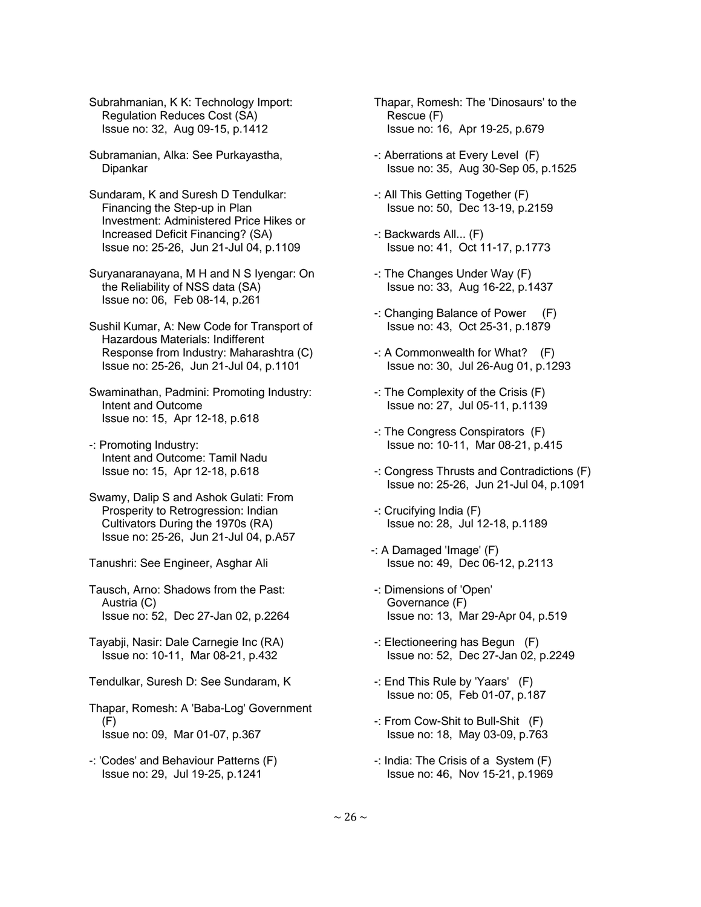Subrahmanian, K K: Technology Import: Regulation Reduces Cost (SA)
Issue no: 32, Aug 09-15, p.1412

Subramanian, Alka: See Purkayastha, Dipankar

Sundaram, K and Suresh D Tendulkar: Financing the Step-up in Plan Investment: Administered Price Hikes or Increased Deficit Financing? (SA)
Issue no: 25-26, Jun 21-Jul 04, p.1109

Suryanaranayana, M H and N S Iyengar: On the Reliability of NSS data (SA)
Issue no: 06, Feb 08-14, p.261

Sushil Kumar, A: New Code for Transport of Hazardous Materials: Indifferent Response from Industry: Maharashtra (C)
Issue no: 25-26, Jun 21-Jul 04, p.1101

Swaminathan, Padmini: Promoting Industry: Intent and Outcome
Issue no: 15, Apr 12-18, p.618

-: Promoting Industry: Intent and Outcome: Tamil Nadu
Issue no: 15, Apr 12-18, p.618

Swamy, Dalip S and Ashok Gulati: From Prosperity to Retrogression: Indian Cultivators During the 1970s (RA)
Issue no: 25-26, Jun 21-Jul 04, p.A57

Tanushri: See Engineer, Asghar Ali

Tausch, Arno: Shadows from the Past: Austria (C)
Issue no: 52, Dec 27-Jan 02, p.2264

Tayabji, Nasir: Dale Carnegie Inc (RA)
Issue no: 10-11, Mar 08-21, p.432

Tendulkar, Suresh D: See Sundaram, K

Thapar, Romesh: A 'Baba-Log' Government (F)
Issue no: 09, Mar 01-07, p.367

-: 'Codes' and Behaviour Patterns (F)
Issue no: 29, Jul 19-25, p.1241

Thapar, Romesh: The 'Dinosaurs' to the Rescue (F)
Issue no: 16, Apr 19-25, p.679

-: Aberrations at Every Level (F)
Issue no: 35, Aug 30-Sep 05, p.1525

-: All This Getting Together (F)
Issue no: 50, Dec 13-19, p.2159

-: Backwards All... (F)
Issue no: 41, Oct 11-17, p.1773

-: The Changes Under Way (F)
Issue no: 33, Aug 16-22, p.1437

-: Changing Balance of Power (F)
Issue no: 43, Oct 25-31, p.1879

-: A Commonwealth for What? (F)
Issue no: 30, Jul 26-Aug 01, p.1293

-: The Complexity of the Crisis (F)
Issue no: 27, Jul 05-11, p.1139

-: The Congress Conspirators (F)
Issue no: 10-11, Mar 08-21, p.415

-: Congress Thrusts and Contradictions (F)
Issue no: 25-26, Jun 21-Jul 04, p.1091

-: Crucifying India (F)
Issue no: 28, Jul 12-18, p.1189

-: A Damaged 'Image' (F)
Issue no: 49, Dec 06-12, p.2113

-: Dimensions of 'Open' Governance (F)
Issue no: 13, Mar 29-Apr 04, p.519

-: Electioneering has Begun (F)
Issue no: 52, Dec 27-Jan 02, p.2249

-: End This Rule by 'Yaars' (F)
Issue no: 05, Feb 01-07, p.187

-: From Cow-Shit to Bull-Shit (F)
Issue no: 18, May 03-09, p.763

-: India: The Crisis of a System (F)
Issue no: 46, Nov 15-21, p.1969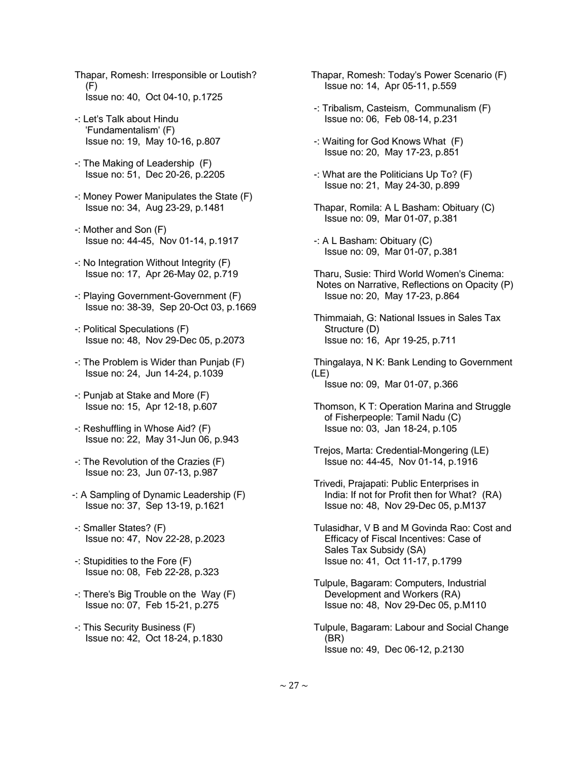Thapar, Romesh: Irresponsible or Loutish? (F)
Issue no: 40, Oct 04-10, p.1725

-: Let's Talk about Hindu 'Fundamentalism' (F)
Issue no: 19, May 10-16, p.807

-: The Making of Leadership (F)
Issue no: 51, Dec 20-26, p.2205

-: Money Power Manipulates the State (F)
Issue no: 34, Aug 23-29, p.1481

-: Mother and Son (F)
Issue no: 44-45, Nov 01-14, p.1917

-: No Integration Without Integrity (F)
Issue no: 17, Apr 26-May 02, p.719

-: Playing Government-Government (F)
Issue no: 38-39, Sep 20-Oct 03, p.1669

-: Political Speculations (F)
Issue no: 48, Nov 29-Dec 05, p.2073

-: The Problem is Wider than Punjab (F)
Issue no: 24, Jun 14-24, p.1039

-: Punjab at Stake and More (F)
Issue no: 15, Apr 12-18, p.607

-: Reshuffling in Whose Aid? (F)
Issue no: 22, May 31-Jun 06, p.943

-: The Revolution of the Crazies (F)
Issue no: 23, Jun 07-13, p.987

-: A Sampling of Dynamic Leadership (F)
Issue no: 37, Sep 13-19, p.1621

-: Smaller States? (F)
Issue no: 47, Nov 22-28, p.2023

-: Stupidities to the Fore (F)
Issue no: 08, Feb 22-28, p.323

-: There's Big Trouble on the Way (F)
Issue no: 07, Feb 15-21, p.275

-: This Security Business (F)
Issue no: 42, Oct 18-24, p.1830

Thapar, Romesh: Today's Power Scenario (F)
Issue no: 14, Apr 05-11, p.559

-: Tribalism, Casteism, Communalism (F)
Issue no: 06, Feb 08-14, p.231

-: Waiting for God Knows What (F)
Issue no: 20, May 17-23, p.851

-: What are the Politicians Up To? (F)
Issue no: 21, May 24-30, p.899

Thapar, Romila: A L Basham: Obituary (C)
Issue no: 09, Mar 01-07, p.381

-: A L Basham: Obituary (C)
Issue no: 09, Mar 01-07, p.381

Tharu, Susie: Third World Women's Cinema: Notes on Narrative, Reflections on Opacity (P)
Issue no: 20, May 17-23, p.864

Thimmaiah, G: National Issues in Sales Tax Structure (D)
Issue no: 16, Apr 19-25, p.711

Thingalaya, N K: Bank Lending to Government (LE)
Issue no: 09, Mar 01-07, p.366

Thomson, K T: Operation Marina and Struggle of Fisherpeople: Tamil Nadu (C)
Issue no: 03, Jan 18-24, p.105

Trejos, Marta: Credential-Mongering (LE)
Issue no: 44-45, Nov 01-14, p.1916

Trivedi, Prajapati: Public Enterprises in India: If not for Profit then for What? (RA)
Issue no: 48, Nov 29-Dec 05, p.M137

Tulasidhar, V B and M Govinda Rao: Cost and Efficacy of Fiscal Incentives: Case of Sales Tax Subsidy (SA)
Issue no: 41, Oct 11-17, p.1799

Tulpule, Bagaram: Computers, Industrial Development and Workers (RA)
Issue no: 48, Nov 29-Dec 05, p.M110

Tulpule, Bagaram: Labour and Social Change (BR)
Issue no: 49, Dec 06-12, p.2130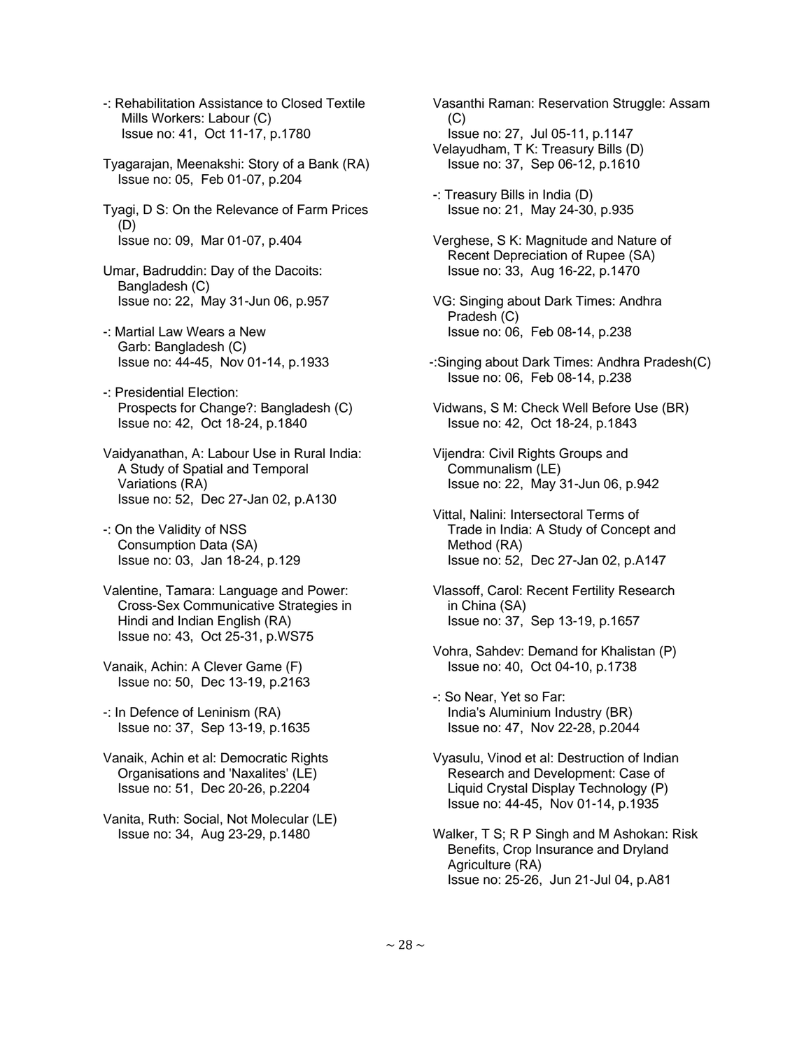-: Rehabilitation Assistance to Closed Textile Mills Workers: Labour (C)
Issue no: 41, Oct 11-17, p.1780

Tyagarajan, Meenakshi: Story of a Bank (RA)
Issue no: 05, Feb 01-07, p.204

Tyagi, D S: On the Relevance of Farm Prices (D)
Issue no: 09, Mar 01-07, p.404

Umar, Badruddin: Day of the Dacoits: Bangladesh (C)
Issue no: 22, May 31-Jun 06, p.957

-: Martial Law Wears a New Garb: Bangladesh (C)
Issue no: 44-45, Nov 01-14, p.1933

-: Presidential Election: Prospects for Change?: Bangladesh (C)
Issue no: 42, Oct 18-24, p.1840

Vaidyanathan, A: Labour Use in Rural India: A Study of Spatial and Temporal Variations (RA)
Issue no: 52, Dec 27-Jan 02, p.A130

-: On the Validity of NSS Consumption Data (SA)
Issue no: 03, Jan 18-24, p.129

Valentine, Tamara: Language and Power: Cross-Sex Communicative Strategies in Hindi and Indian English (RA)
Issue no: 43, Oct 25-31, p.WS75

Vanaik, Achin: A Clever Game (F)
Issue no: 50, Dec 13-19, p.2163

-: In Defence of Leninism (RA)
Issue no: 37, Sep 13-19, p.1635

Vanaik, Achin et al: Democratic Rights Organisations and 'Naxalites' (LE)
Issue no: 51, Dec 20-26, p.2204

Vanita, Ruth: Social, Not Molecular (LE)
Issue no: 34, Aug 23-29, p.1480

Vasanthi Raman: Reservation Struggle: Assam (C)
Issue no: 27, Jul 05-11, p.1147

Velayudham, T K: Treasury Bills (D)
Issue no: 37, Sep 06-12, p.1610

-: Treasury Bills in India (D)
Issue no: 21, May 24-30, p.935

Verghese, S K: Magnitude and Nature of Recent Depreciation of Rupee (SA)
Issue no: 33, Aug 16-22, p.1470

VG: Singing about Dark Times: Andhra Pradesh (C)
Issue no: 06, Feb 08-14, p.238

-:Singing about Dark Times: Andhra Pradesh(C)
Issue no: 06, Feb 08-14, p.238

Vidwans, S M: Check Well Before Use (BR)
Issue no: 42, Oct 18-24, p.1843

Vijendra: Civil Rights Groups and Communalism (LE)
Issue no: 22, May 31-Jun 06, p.942

Vittal, Nalini: Intersectoral Terms of Trade in India: A Study of Concept and Method (RA)
Issue no: 52, Dec 27-Jan 02, p.A147

Vlassoff, Carol: Recent Fertility Research in China (SA)
Issue no: 37, Sep 13-19, p.1657

Vohra, Sahdev: Demand for Khalistan (P)
Issue no: 40, Oct 04-10, p.1738

-: So Near, Yet so Far: India's Aluminium Industry (BR)
Issue no: 47, Nov 22-28, p.2044

Vyasulu, Vinod et al: Destruction of Indian Research and Development: Case of Liquid Crystal Display Technology (P)
Issue no: 44-45, Nov 01-14, p.1935

Walker, T S; R P Singh and M Ashokan: Risk Benefits, Crop Insurance and Dryland Agriculture (RA)
Issue no: 25-26, Jun 21-Jul 04, p.A81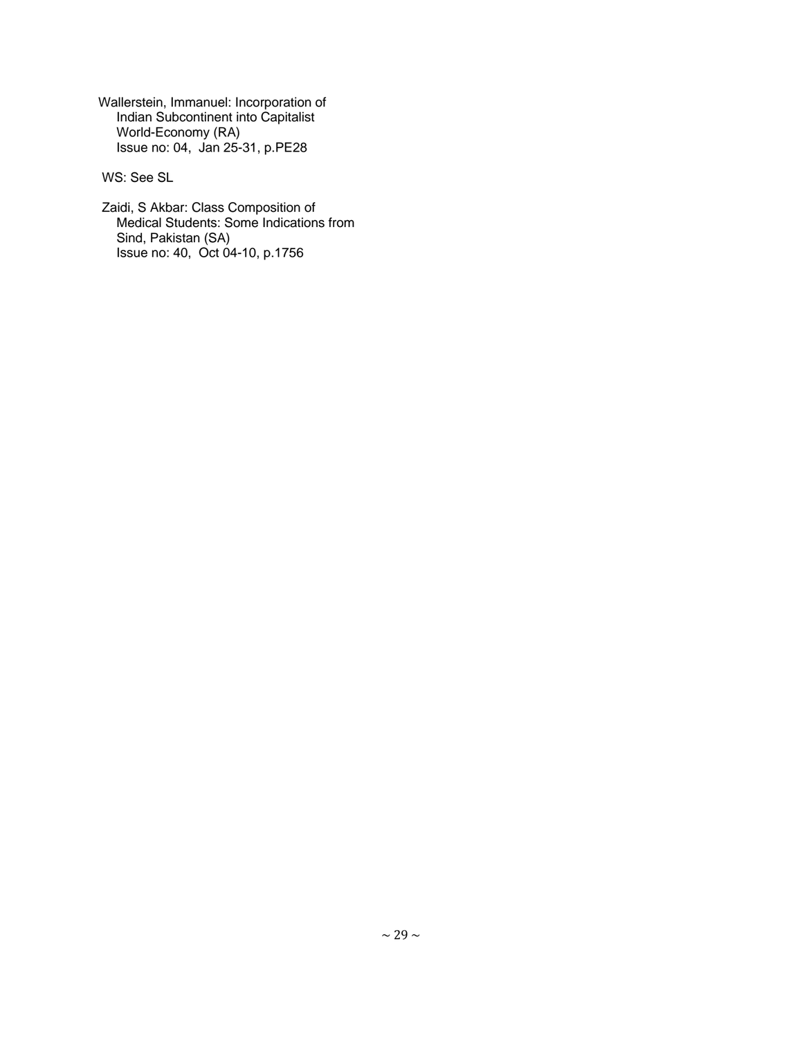Wallerstein, Immanuel: Incorporation of
Indian Subcontinent into Capitalist
World-Economy (RA)
Issue no: 04, Jan 25-31, p.PE28

WS: See SL

Zaidi, S Akbar: Class Composition of
Medical Students: Some Indications from
Sind, Pakistan (SA)
Issue no: 40, Oct 04-10, p.1756